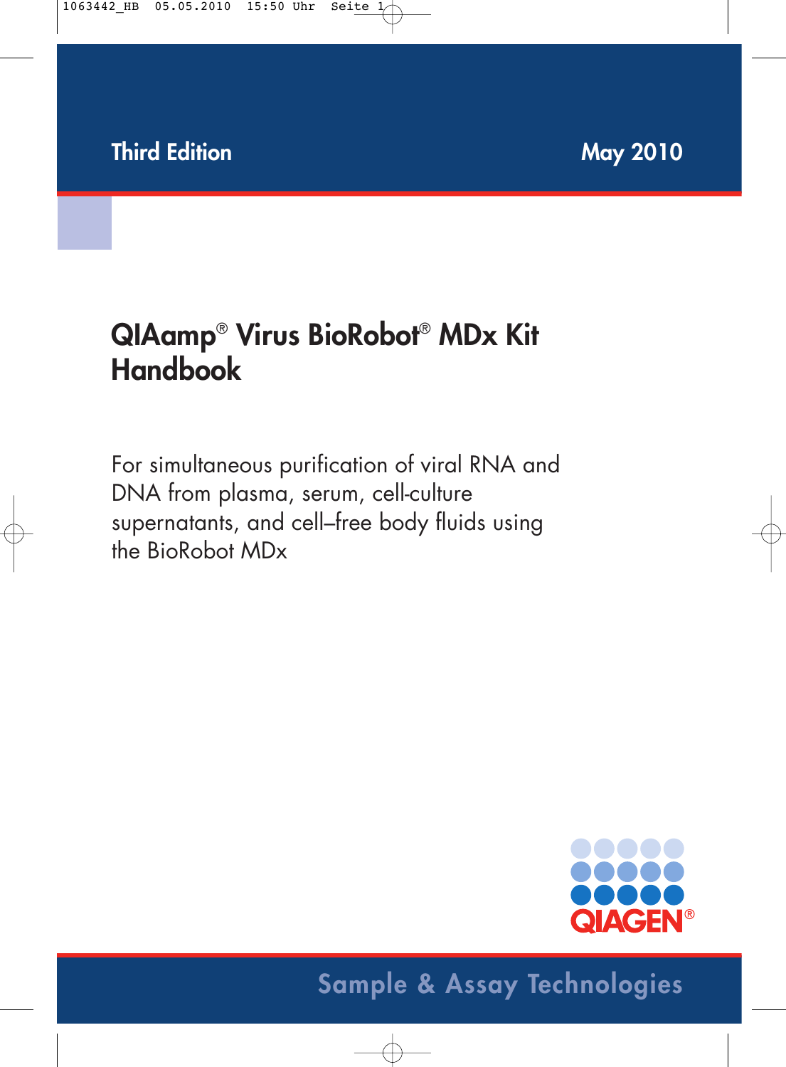Third Edition May 2010

# QIAamp® Virus BioRobot® MDx Kit Handbook

For simultaneous purification of viral RNA and DNA from plasma, serum, cell-culture supernatants, and cell–free body fluids using the BioRobot MDx

QIAGEN®

Sample & Assay Technologies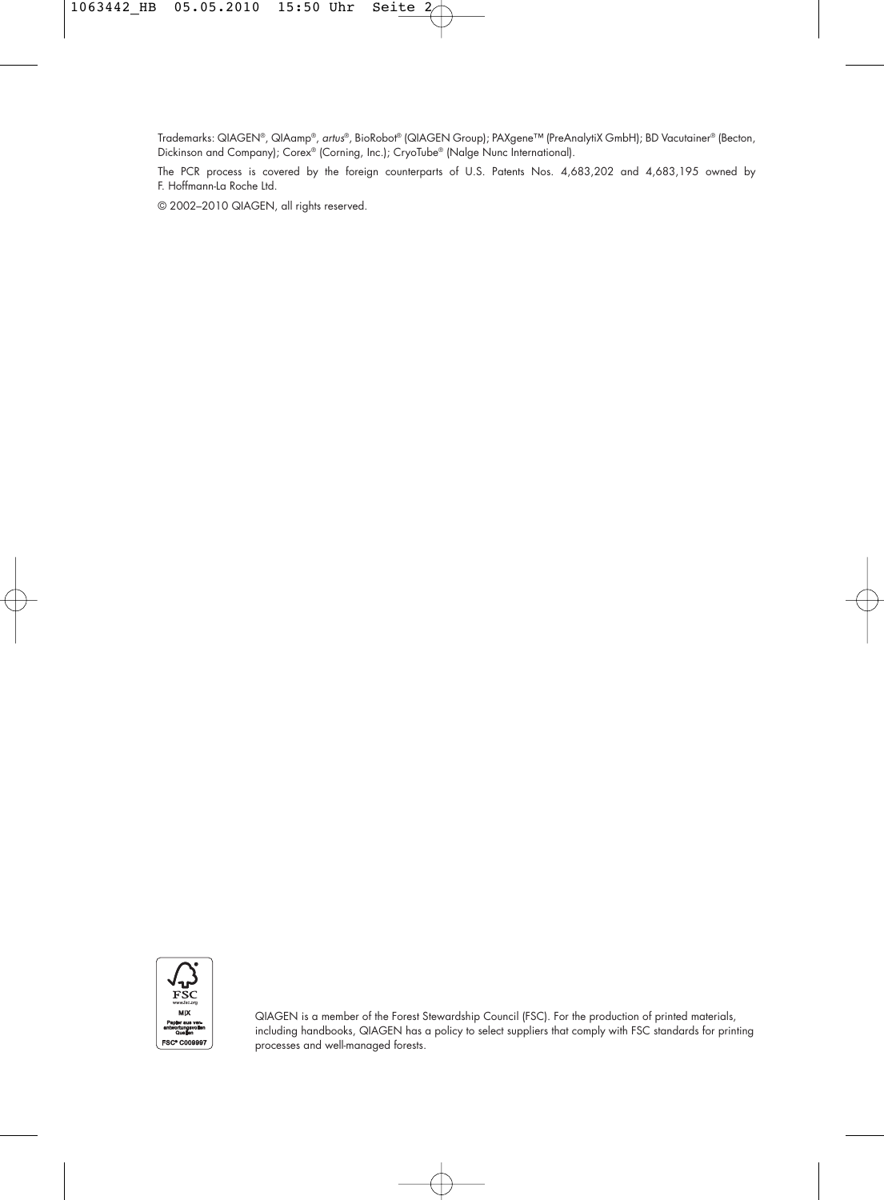Trademarks: QIAGEN®, QIAamp®, *artus*®, BioRobot® (QIAGEN Group); PAXgene™ (PreAnalytiX GmbH); BD Vacutainer® (Becton, Dickinson and Company); Corex® (Corning, Inc.); CryoTube® (Nalge Nunc International).

The PCR process is covered by the foreign counterparts of U.S. Patents Nos. 4,683,202 and 4,683,195 owned by F. Hoffmann-La Roche Ltd.

© 2002–2010 QIAGEN, all rights reserved.

FSC
www.fsc.org
MIX
Papier aus verantwortungsvollen Quellen
FSC® C009997

QIAGEN is a member of the Forest Stewardship Council (FSC). For the production of printed materials, including handbooks, QIAGEN has a policy to select suppliers that comply with FSC standards for printing processes and well-managed forests.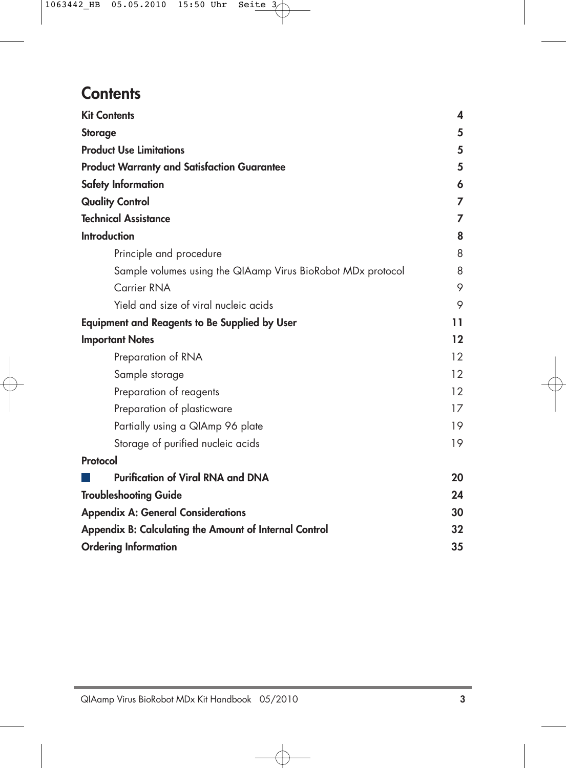# Contents

| | |
|---|---|
| **Kit Contents** | **4** |
| **Storage** | **5** |
| **Product Use Limitations** | **5** |
| **Product Warranty and Satisfaction Guarantee** | **5** |
| **Safety Information** | **6** |
| **Quality Control** | **7** |
| **Technical Assistance** | **7** |
| **Introduction** | **8** |
| Principle and procedure | 8 |
| Sample volumes using the QIAamp Virus BioRobot MDx protocol | 8 |
| Carrier RNA | 9 |
| Yield and size of viral nucleic acids | 9 |
| **Equipment and Reagents to Be Supplied by User** | **11** |
| **Important Notes** | **12** |
| Preparation of RNA | 12 |
| Sample storage | 12 |
| Preparation of reagents | 12 |
| Preparation of plasticware | 17 |
| Partially using a QIAmp 96 plate | 19 |
| Storage of purified nucleic acids | 19 |
| **Protocol** | |
| ■ **Purification of Viral RNA and DNA** | **20** |
| **Troubleshooting Guide** | **24** |
| **Appendix A: General Considerations** | **30** |
| **Appendix B: Calculating the Amount of Internal Control** | **32** |
| **Ordering Information** | **35** |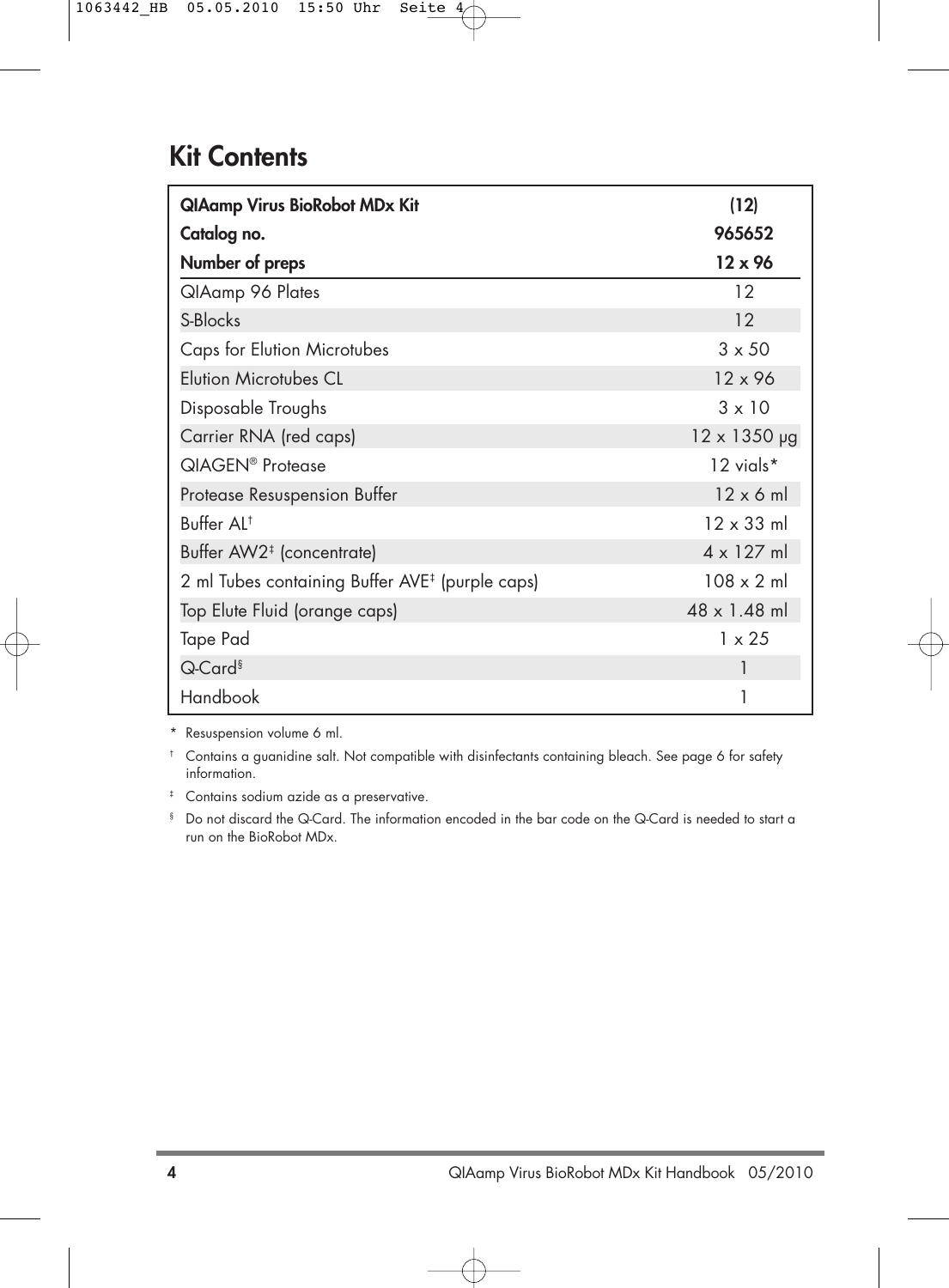# Kit Contents

| QIAamp Virus BioRobot MDx Kit | (12) |
|---|---|
| **Catalog no.** | **965652** |
| **Number of preps** | **12 x 96** |
| QIAamp 96 Plates | 12 |
| S-Blocks | 12 |
| Caps for Elution Microtubes | 3 x 50 |
| Elution Microtubes CL | 12 x 96 |
| Disposable Troughs | 3 x 10 |
| Carrier RNA (red caps) | 12 x 1350 μg |
| QIAGEN® Protease | 12 vials* |
| Protease Resuspension Buffer | 12 x 6 ml |
| Buffer AL† | 12 x 33 ml |
| Buffer AW2‡ (concentrate) | 4 x 127 ml |
| 2 ml Tubes containing Buffer AVE‡ (purple caps) | 108 x 2 ml |
| Top Elute Fluid (orange caps) | 48 x 1.48 ml |
| Tape Pad | 1 x 25 |
| Q-Card§ | 1 |
| Handbook | 1 |

\* Resuspension volume 6 ml.

† Contains a guanidine salt. Not compatible with disinfectants containing bleach. See page 6 for safety information.

‡ Contains sodium azide as a preservative.

§ Do not discard the Q-Card. The information encoded in the bar code on the Q-Card is needed to start a run on the BioRobot MDx.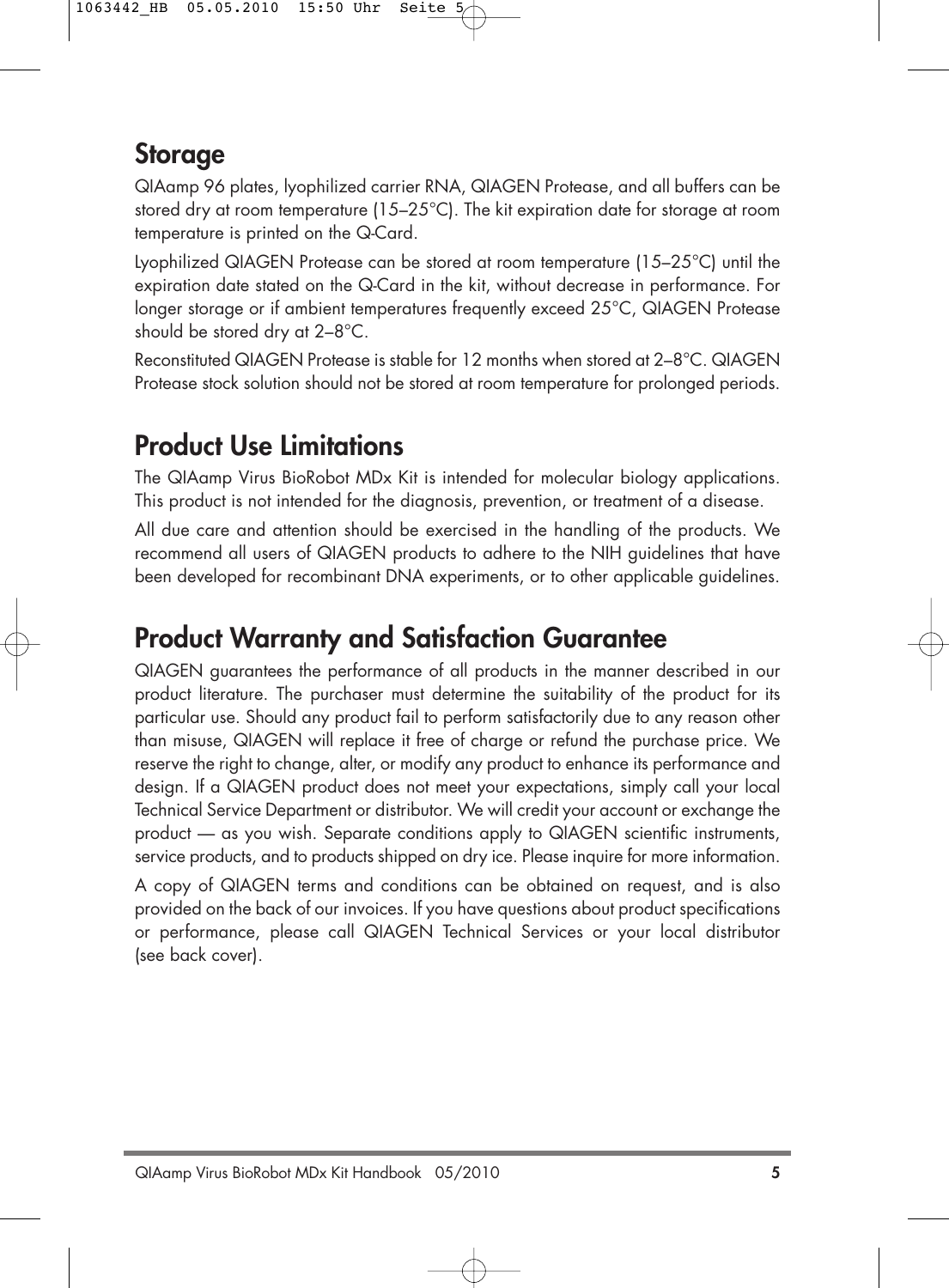## Storage

QIAamp 96 plates, lyophilized carrier RNA, QIAGEN Protease, and all buffers can be stored dry at room temperature (15–25°C). The kit expiration date for storage at room temperature is printed on the Q-Card.

Lyophilized QIAGEN Protease can be stored at room temperature (15–25°C) until the expiration date stated on the Q-Card in the kit, without decrease in performance. For longer storage or if ambient temperatures frequently exceed 25°C, QIAGEN Protease should be stored dry at 2–8°C.

Reconstituted QIAGEN Protease is stable for 12 months when stored at 2–8°C. QIAGEN Protease stock solution should not be stored at room temperature for prolonged periods.

## Product Use Limitations

The QIAamp Virus BioRobot MDx Kit is intended for molecular biology applications. This product is not intended for the diagnosis, prevention, or treatment of a disease.

All due care and attention should be exercised in the handling of the products. We recommend all users of QIAGEN products to adhere to the NIH guidelines that have been developed for recombinant DNA experiments, or to other applicable guidelines.

## Product Warranty and Satisfaction Guarantee

QIAGEN guarantees the performance of all products in the manner described in our product literature. The purchaser must determine the suitability of the product for its particular use. Should any product fail to perform satisfactorily due to any reason other than misuse, QIAGEN will replace it free of charge or refund the purchase price. We reserve the right to change, alter, or modify any product to enhance its performance and design. If a QIAGEN product does not meet your expectations, simply call your local Technical Service Department or distributor. We will credit your account or exchange the product — as you wish. Separate conditions apply to QIAGEN scientific instruments, service products, and to products shipped on dry ice. Please inquire for more information.

A copy of QIAGEN terms and conditions can be obtained on request, and is also provided on the back of our invoices. If you have questions about product specifications or performance, please call QIAGEN Technical Services or your local distributor (see back cover).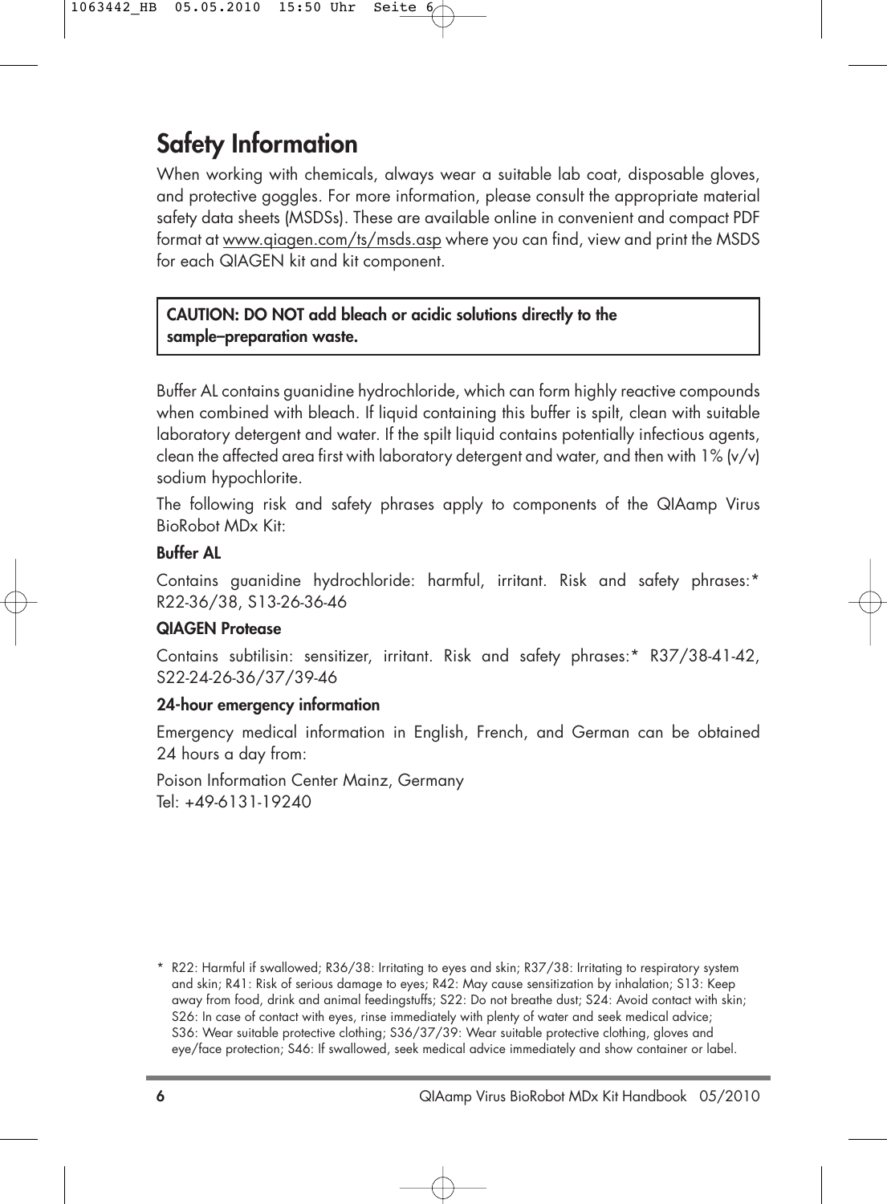# Safety Information

When working with chemicals, always wear a suitable lab coat, disposable gloves, and protective goggles. For more information, please consult the appropriate material safety data sheets (MSDSs). These are available online in convenient and compact PDF format at www.qiagen.com/ts/msds.asp where you can find, view and print the MSDS for each QIAGEN kit and kit component.

**CAUTION: DO NOT add bleach or acidic solutions directly to the sample–preparation waste.**

Buffer AL contains guanidine hydrochloride, which can form highly reactive compounds when combined with bleach. If liquid containing this buffer is spilt, clean with suitable laboratory detergent and water. If the spilt liquid contains potentially infectious agents, clean the affected area first with laboratory detergent and water, and then with 1% (v/v) sodium hypochlorite.

The following risk and safety phrases apply to components of the QIAamp Virus BioRobot MDx Kit:

**Buffer AL**

Contains guanidine hydrochloride: harmful, irritant. Risk and safety phrases:* R22-36/38, S13-26-36-46

**QIAGEN Protease**

Contains subtilisin: sensitizer, irritant. Risk and safety phrases:* R37/38-41-42, S22-24-26-36/37/39-46

**24-hour emergency information**

Emergency medical information in English, French, and German can be obtained 24 hours a day from:

Poison Information Center Mainz, Germany
Tel: +49-6131-19240

* R22: Harmful if swallowed; R36/38: Irritating to eyes and skin; R37/38: Irritating to respiratory system and skin; R41: Risk of serious damage to eyes; R42: May cause sensitization by inhalation; S13: Keep away from food, drink and animal feedingstuffs; S22: Do not breathe dust; S24: Avoid contact with skin; S26: In case of contact with eyes, rinse immediately with plenty of water and seek medical advice; S36: Wear suitable protective clothing; S36/37/39: Wear suitable protective clothing, gloves and eye/face protection; S46: If swallowed, seek medical advice immediately and show container or label.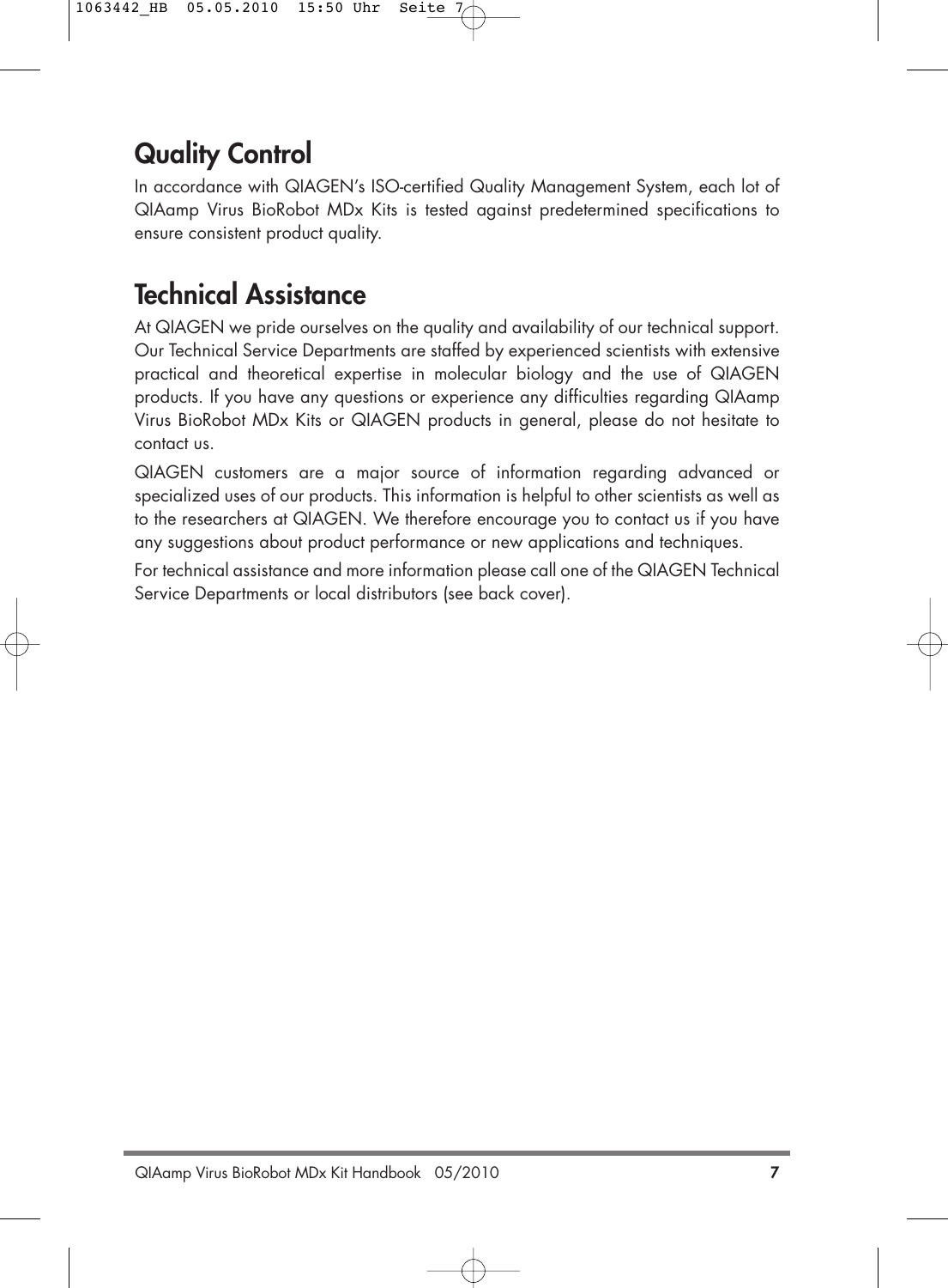## Quality Control

In accordance with QIAGEN's ISO-certified Quality Management System, each lot of QIAamp Virus BioRobot MDx Kits is tested against predetermined specifications to ensure consistent product quality.

## Technical Assistance

At QIAGEN we pride ourselves on the quality and availability of our technical support. Our Technical Service Departments are staffed by experienced scientists with extensive practical and theoretical expertise in molecular biology and the use of QIAGEN products. If you have any questions or experience any difficulties regarding QIAamp Virus BioRobot MDx Kits or QIAGEN products in general, please do not hesitate to contact us.

QIAGEN customers are a major source of information regarding advanced or specialized uses of our products. This information is helpful to other scientists as well as to the researchers at QIAGEN. We therefore encourage you to contact us if you have any suggestions about product performance or new applications and techniques.

For technical assistance and more information please call one of the QIAGEN Technical Service Departments or local distributors (see back cover).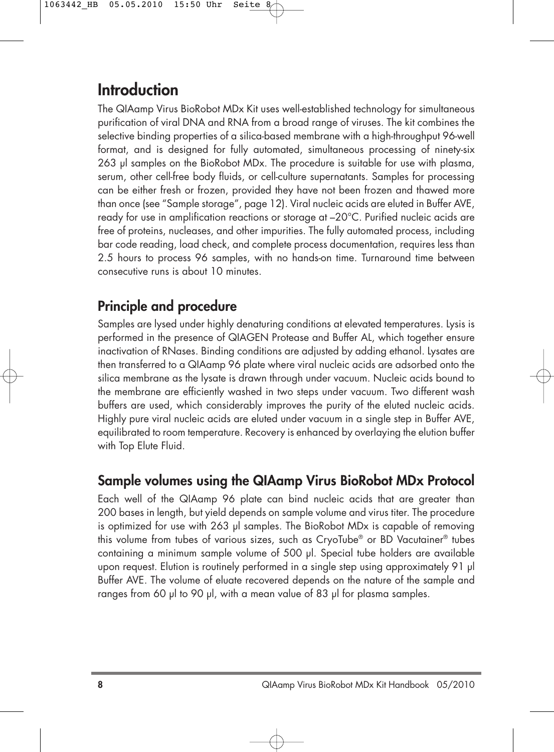# Introduction

The QIAamp Virus BioRobot MDx Kit uses well-established technology for simultaneous purification of viral DNA and RNA from a broad range of viruses. The kit combines the selective binding properties of a silica-based membrane with a high-throughput 96-well format, and is designed for fully automated, simultaneous processing of ninety-six 263 µl samples on the BioRobot MDx. The procedure is suitable for use with plasma, serum, other cell-free body fluids, or cell-culture supernatants. Samples for processing can be either fresh or frozen, provided they have not been frozen and thawed more than once (see "Sample storage", page 12). Viral nucleic acids are eluted in Buffer AVE, ready for use in amplification reactions or storage at –20°C. Purified nucleic acids are free of proteins, nucleases, and other impurities. The fully automated process, including bar code reading, load check, and complete process documentation, requires less than 2.5 hours to process 96 samples, with no hands-on time. Turnaround time between consecutive runs is about 10 minutes.

## Principle and procedure

Samples are lysed under highly denaturing conditions at elevated temperatures. Lysis is performed in the presence of QIAGEN Protease and Buffer AL, which together ensure inactivation of RNases. Binding conditions are adjusted by adding ethanol. Lysates are then transferred to a QIAamp 96 plate where viral nucleic acids are adsorbed onto the silica membrane as the lysate is drawn through under vacuum. Nucleic acids bound to the membrane are efficiently washed in two steps under vacuum. Two different wash buffers are used, which considerably improves the purity of the eluted nucleic acids. Highly pure viral nucleic acids are eluted under vacuum in a single step in Buffer AVE, equilibrated to room temperature. Recovery is enhanced by overlaying the elution buffer with Top Elute Fluid.

## Sample volumes using the QIAamp Virus BioRobot MDx Protocol

Each well of the QIAamp 96 plate can bind nucleic acids that are greater than 200 bases in length, but yield depends on sample volume and virus titer. The procedure is optimized for use with 263 µl samples. The BioRobot MDx is capable of removing this volume from tubes of various sizes, such as CryoTube® or BD Vacutainer® tubes containing a minimum sample volume of 500 µl. Special tube holders are available upon request. Elution is routinely performed in a single step using approximately 91 µl Buffer AVE. The volume of eluate recovered depends on the nature of the sample and ranges from 60 µl to 90 µl, with a mean value of 83 µl for plasma samples.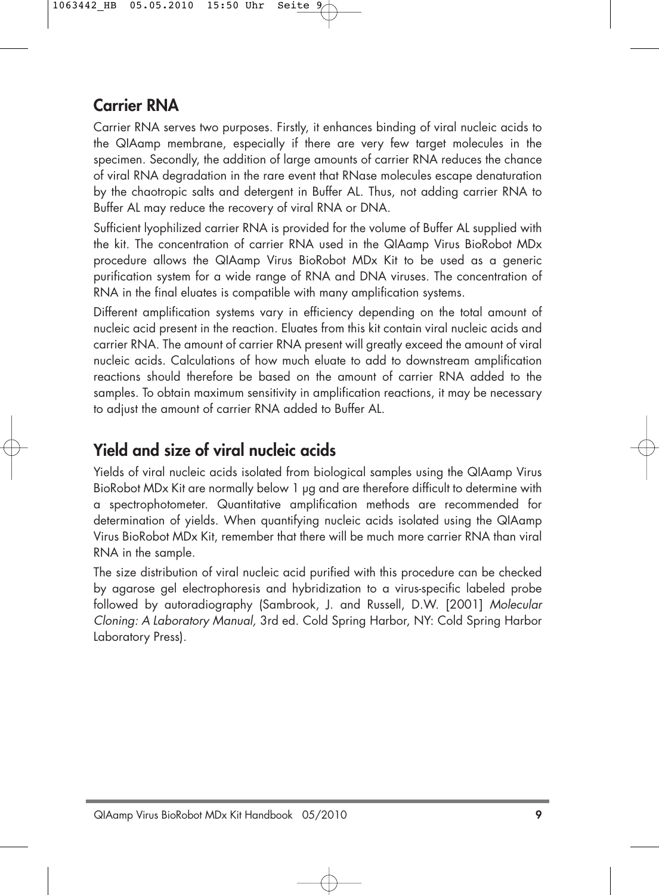## Carrier RNA

Carrier RNA serves two purposes. Firstly, it enhances binding of viral nucleic acids to the QIAamp membrane, especially if there are very few target molecules in the specimen. Secondly, the addition of large amounts of carrier RNA reduces the chance of viral RNA degradation in the rare event that RNase molecules escape denaturation by the chaotropic salts and detergent in Buffer AL. Thus, not adding carrier RNA to Buffer AL may reduce the recovery of viral RNA or DNA.

Sufficient lyophilized carrier RNA is provided for the volume of Buffer AL supplied with the kit. The concentration of carrier RNA used in the QIAamp Virus BioRobot MDx procedure allows the QIAamp Virus BioRobot MDx Kit to be used as a generic purification system for a wide range of RNA and DNA viruses. The concentration of RNA in the final eluates is compatible with many amplification systems.

Different amplification systems vary in efficiency depending on the total amount of nucleic acid present in the reaction. Eluates from this kit contain viral nucleic acids and carrier RNA. The amount of carrier RNA present will greatly exceed the amount of viral nucleic acids. Calculations of how much eluate to add to downstream amplification reactions should therefore be based on the amount of carrier RNA added to the samples. To obtain maximum sensitivity in amplification reactions, it may be necessary to adjust the amount of carrier RNA added to Buffer AL.

## Yield and size of viral nucleic acids

Yields of viral nucleic acids isolated from biological samples using the QIAamp Virus BioRobot MDx Kit are normally below 1 µg and are therefore difficult to determine with a spectrophotometer. Quantitative amplification methods are recommended for determination of yields. When quantifying nucleic acids isolated using the QIAamp Virus BioRobot MDx Kit, remember that there will be much more carrier RNA than viral RNA in the sample.

The size distribution of viral nucleic acid purified with this procedure can be checked by agarose gel electrophoresis and hybridization to a virus-specific labeled probe followed by autoradiography (Sambrook, J. and Russell, D.W. [2001] *Molecular Cloning: A Laboratory Manual,* 3rd ed. Cold Spring Harbor, NY: Cold Spring Harbor Laboratory Press).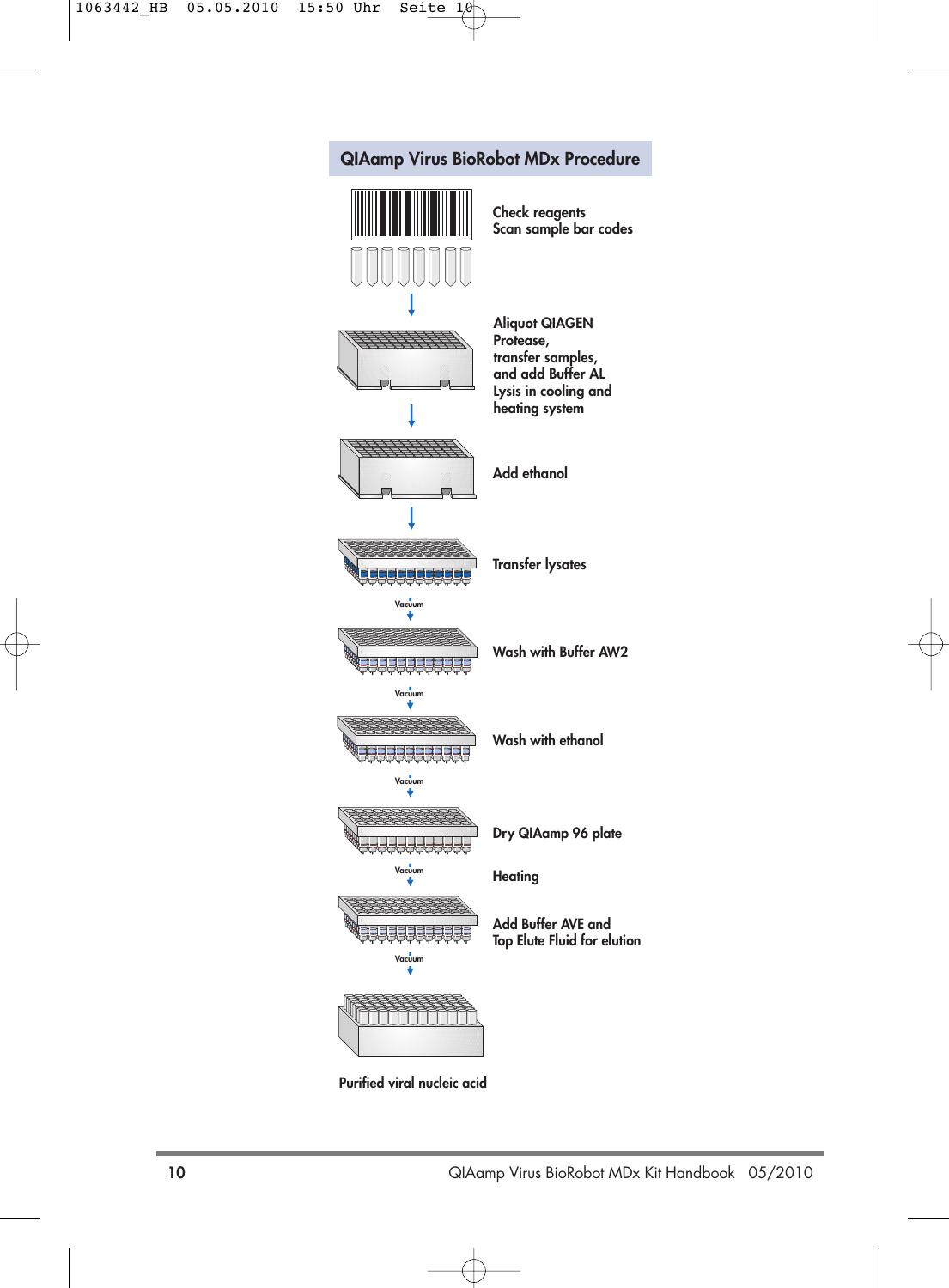## QIAamp Virus BioRobot MDx Procedure

Check reagents
Scan sample bar codes

Aliquot QIAGEN Protease,
transfer samples,
and add Buffer AL
Lysis in cooling and heating system

Add ethanol

Transfer lysates

Vacuum

Wash with Buffer AW2

Vacuum

Wash with ethanol

Vacuum

Dry QIAamp 96 plate

Vacuum

Heating

Add Buffer AVE and
Top Elute Fluid for elution

Vacuum

Purified viral nucleic acid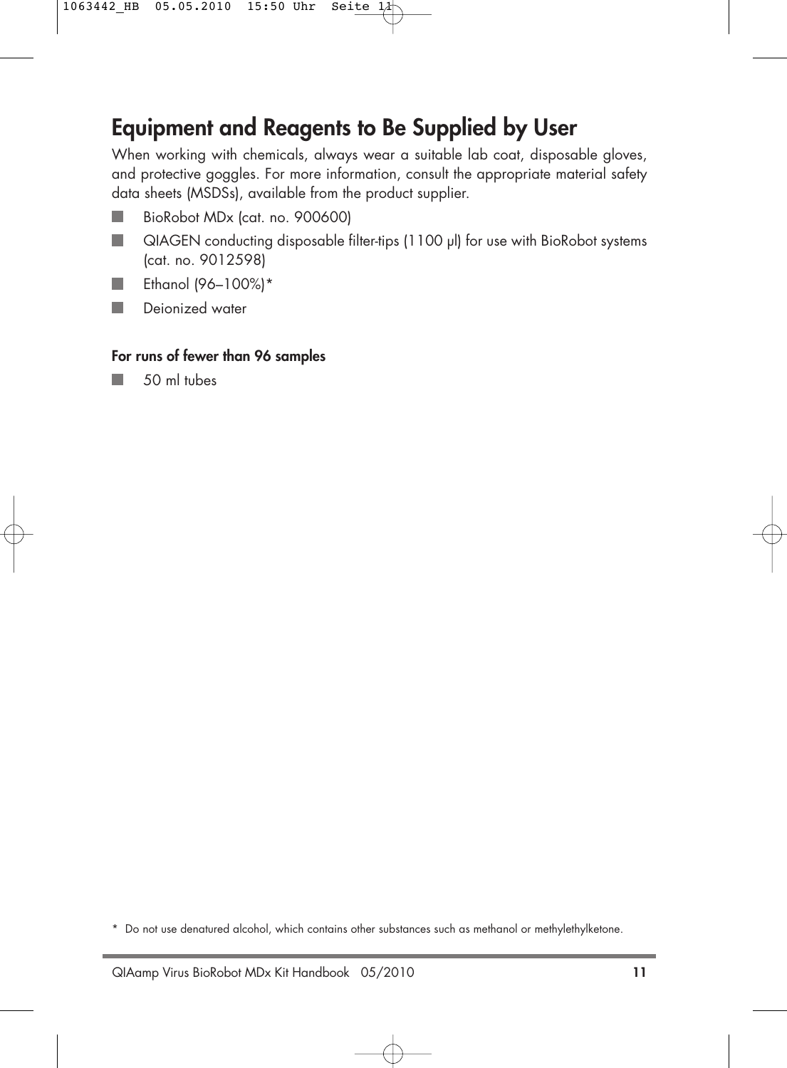## Equipment and Reagents to Be Supplied by User

When working with chemicals, always wear a suitable lab coat, disposable gloves, and protective goggles. For more information, consult the appropriate material safety data sheets (MSDSs), available from the product supplier.

- BioRobot MDx (cat. no. 900600)
- QIAGEN conducting disposable filter-tips (1100 µl) for use with BioRobot systems (cat. no. 9012598)
- Ethanol (96–100%)*
- Deionized water

**For runs of fewer than 96 samples**

- 50 ml tubes

\* Do not use denatured alcohol, which contains other substances such as methanol or methylethylketone.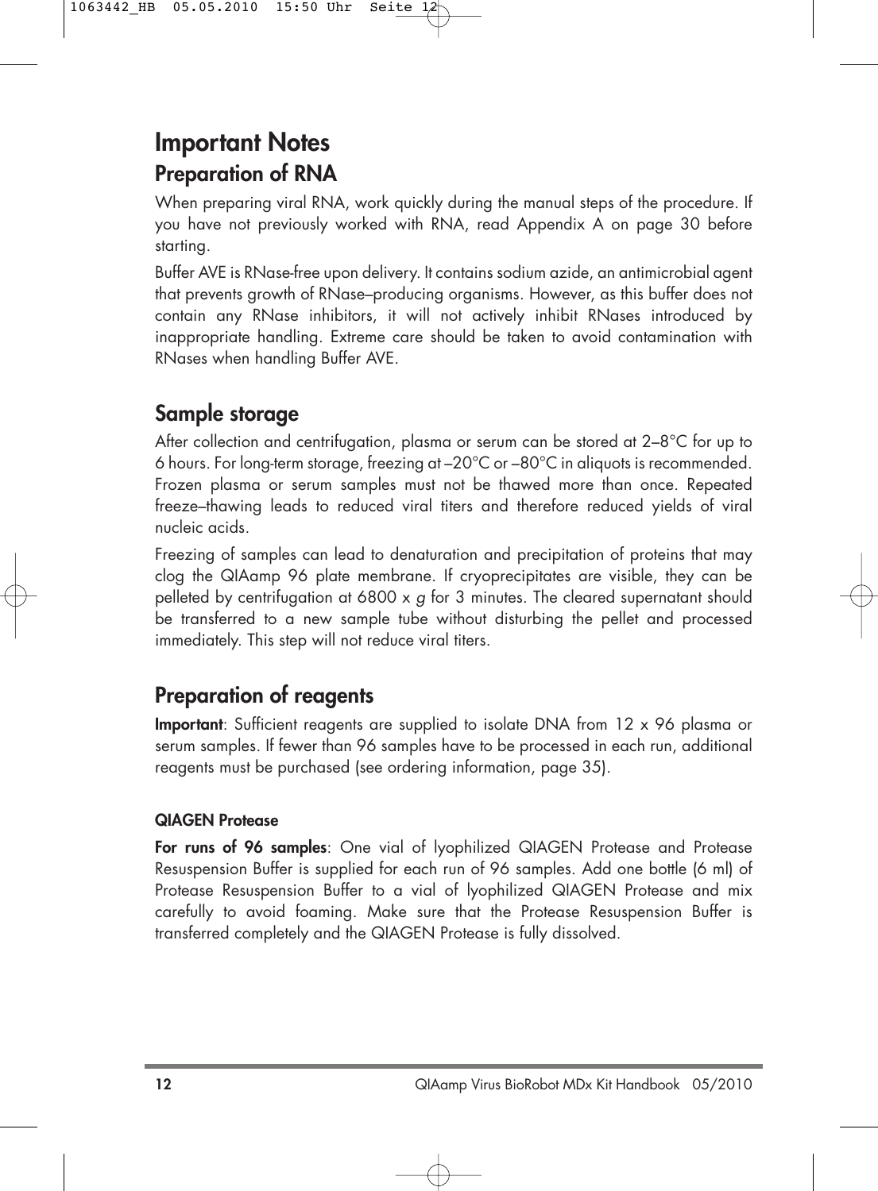# Important Notes

## Preparation of RNA

When preparing viral RNA, work quickly during the manual steps of the procedure. If you have not previously worked with RNA, read Appendix A on page 30 before starting.

Buffer AVE is RNase-free upon delivery. It contains sodium azide, an antimicrobial agent that prevents growth of RNase–producing organisms. However, as this buffer does not contain any RNase inhibitors, it will not actively inhibit RNases introduced by inappropriate handling. Extreme care should be taken to avoid contamination with RNases when handling Buffer AVE.

## Sample storage

After collection and centrifugation, plasma or serum can be stored at 2–8°C for up to 6 hours. For long-term storage, freezing at –20°C or –80°C in aliquots is recommended. Frozen plasma or serum samples must not be thawed more than once. Repeated freeze–thawing leads to reduced viral titers and therefore reduced yields of viral nucleic acids.

Freezing of samples can lead to denaturation and precipitation of proteins that may clog the QIAamp 96 plate membrane. If cryoprecipitates are visible, they can be pelleted by centrifugation at 6800 x *g* for 3 minutes. The cleared supernatant should be transferred to a new sample tube without disturbing the pellet and processed immediately. This step will not reduce viral titers.

## Preparation of reagents

**Important**: Sufficient reagents are supplied to isolate DNA from 12 x 96 plasma or serum samples. If fewer than 96 samples have to be processed in each run, additional reagents must be purchased (see ordering information, page 35).

### QIAGEN Protease

**For runs of 96 samples**: One vial of lyophilized QIAGEN Protease and Protease Resuspension Buffer is supplied for each run of 96 samples. Add one bottle (6 ml) of Protease Resuspension Buffer to a vial of lyophilized QIAGEN Protease and mix carefully to avoid foaming. Make sure that the Protease Resuspension Buffer is transferred completely and the QIAGEN Protease is fully dissolved.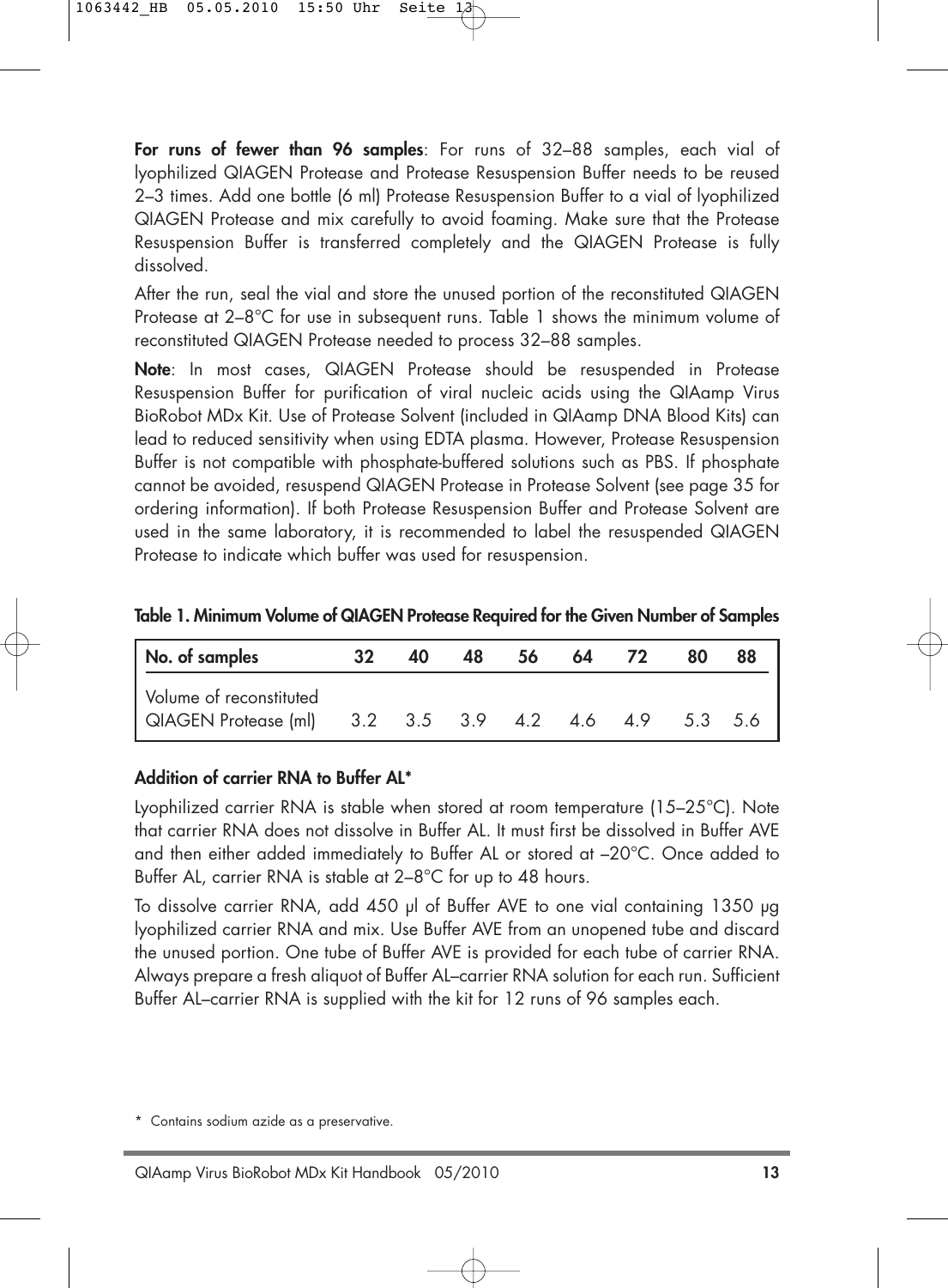**For runs of fewer than 96 samples**: For runs of 32–88 samples, each vial of lyophilized QIAGEN Protease and Protease Resuspension Buffer needs to be reused 2–3 times. Add one bottle (6 ml) Protease Resuspension Buffer to a vial of lyophilized QIAGEN Protease and mix carefully to avoid foaming. Make sure that the Protease Resuspension Buffer is transferred completely and the QIAGEN Protease is fully dissolved.

After the run, seal the vial and store the unused portion of the reconstituted QIAGEN Protease at 2–8°C for use in subsequent runs. Table 1 shows the minimum volume of reconstituted QIAGEN Protease needed to process 32–88 samples.

**Note**: In most cases, QIAGEN Protease should be resuspended in Protease Resuspension Buffer for purification of viral nucleic acids using the QIAamp Virus BioRobot MDx Kit. Use of Protease Solvent (included in QIAamp DNA Blood Kits) can lead to reduced sensitivity when using EDTA plasma. However, Protease Resuspension Buffer is not compatible with phosphate-buffered solutions such as PBS. If phosphate cannot be avoided, resuspend QIAGEN Protease in Protease Solvent (see page 35 for ordering information). If both Protease Resuspension Buffer and Protease Solvent are used in the same laboratory, it is recommended to label the resuspended QIAGEN Protease to indicate which buffer was used for resuspension.

**Table 1. Minimum Volume of QIAGEN Protease Required for the Given Number of Samples**

| No. of samples | 32 | 40 | 48 | 56 | 64 | 72 | 80 | 88 |
|---|---|---|---|---|---|---|---|---|
| Volume of reconstituted QIAGEN Protease (ml) | 3.2 | 3.5 | 3.9 | 4.2 | 4.6 | 4.9 | 5.3 | 5.6 |

### Addition of carrier RNA to Buffer AL*

Lyophilized carrier RNA is stable when stored at room temperature (15–25°C). Note that carrier RNA does not dissolve in Buffer AL. It must first be dissolved in Buffer AVE and then either added immediately to Buffer AL or stored at –20°C. Once added to Buffer AL, carrier RNA is stable at 2–8°C for up to 48 hours.

To dissolve carrier RNA, add 450 µl of Buffer AVE to one vial containing 1350 µg lyophilized carrier RNA and mix. Use Buffer AVE from an unopened tube and discard the unused portion. One tube of Buffer AVE is provided for each tube of carrier RNA. Always prepare a fresh aliquot of Buffer AL–carrier RNA solution for each run. Sufficient Buffer AL–carrier RNA is supplied with the kit for 12 runs of 96 samples each.

\* Contains sodium azide as a preservative.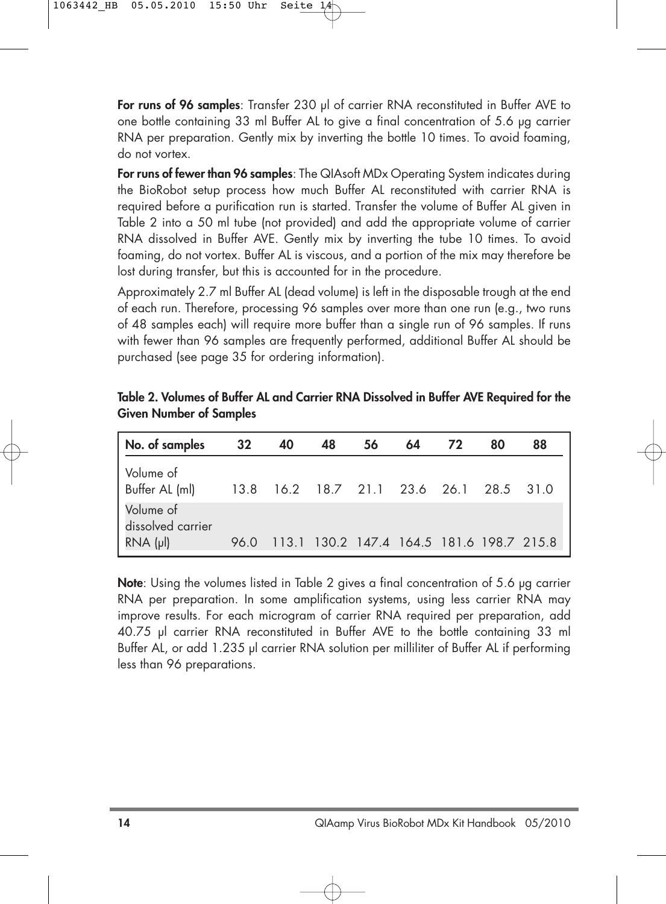**For runs of 96 samples**: Transfer 230 µl of carrier RNA reconstituted in Buffer AVE to one bottle containing 33 ml Buffer AL to give a final concentration of 5.6 µg carrier RNA per preparation. Gently mix by inverting the bottle 10 times. To avoid foaming, do not vortex.

**For runs of fewer than 96 samples**: The QIAsoft MDx Operating System indicates during the BioRobot setup process how much Buffer AL reconstituted with carrier RNA is required before a purification run is started. Transfer the volume of Buffer AL given in Table 2 into a 50 ml tube (not provided) and add the appropriate volume of carrier RNA dissolved in Buffer AVE. Gently mix by inverting the tube 10 times. To avoid foaming, do not vortex. Buffer AL is viscous, and a portion of the mix may therefore be lost during transfer, but this is accounted for in the procedure.

Approximately 2.7 ml Buffer AL (dead volume) is left in the disposable trough at the end of each run. Therefore, processing 96 samples over more than one run (e.g., two runs of 48 samples each) will require more buffer than a single run of 96 samples. If runs with fewer than 96 samples are frequently performed, additional Buffer AL should be purchased (see page 35 for ordering information).

**Table 2. Volumes of Buffer AL and Carrier RNA Dissolved in Buffer AVE Required for the Given Number of Samples**

| No. of samples | 32 | 40 | 48 | 56 | 64 | 72 | 80 | 88 |
|---|---|---|---|---|---|---|---|---|
| Volume of Buffer AL (ml) | 13.8 | 16.2 | 18.7 | 21.1 | 23.6 | 26.1 | 28.5 | 31.0 |
| Volume of dissolved carrier RNA (µl) | 96.0 | 113.1 | 130.2 | 147.4 | 164.5 | 181.6 | 198.7 | 215.8 |

**Note**: Using the volumes listed in Table 2 gives a final concentration of 5.6 µg carrier RNA per preparation. In some amplification systems, using less carrier RNA may improve results. For each microgram of carrier RNA required per preparation, add 40.75 µl carrier RNA reconstituted in Buffer AVE to the bottle containing 33 ml Buffer AL, or add 1.235 µl carrier RNA solution per milliliter of Buffer AL if performing less than 96 preparations.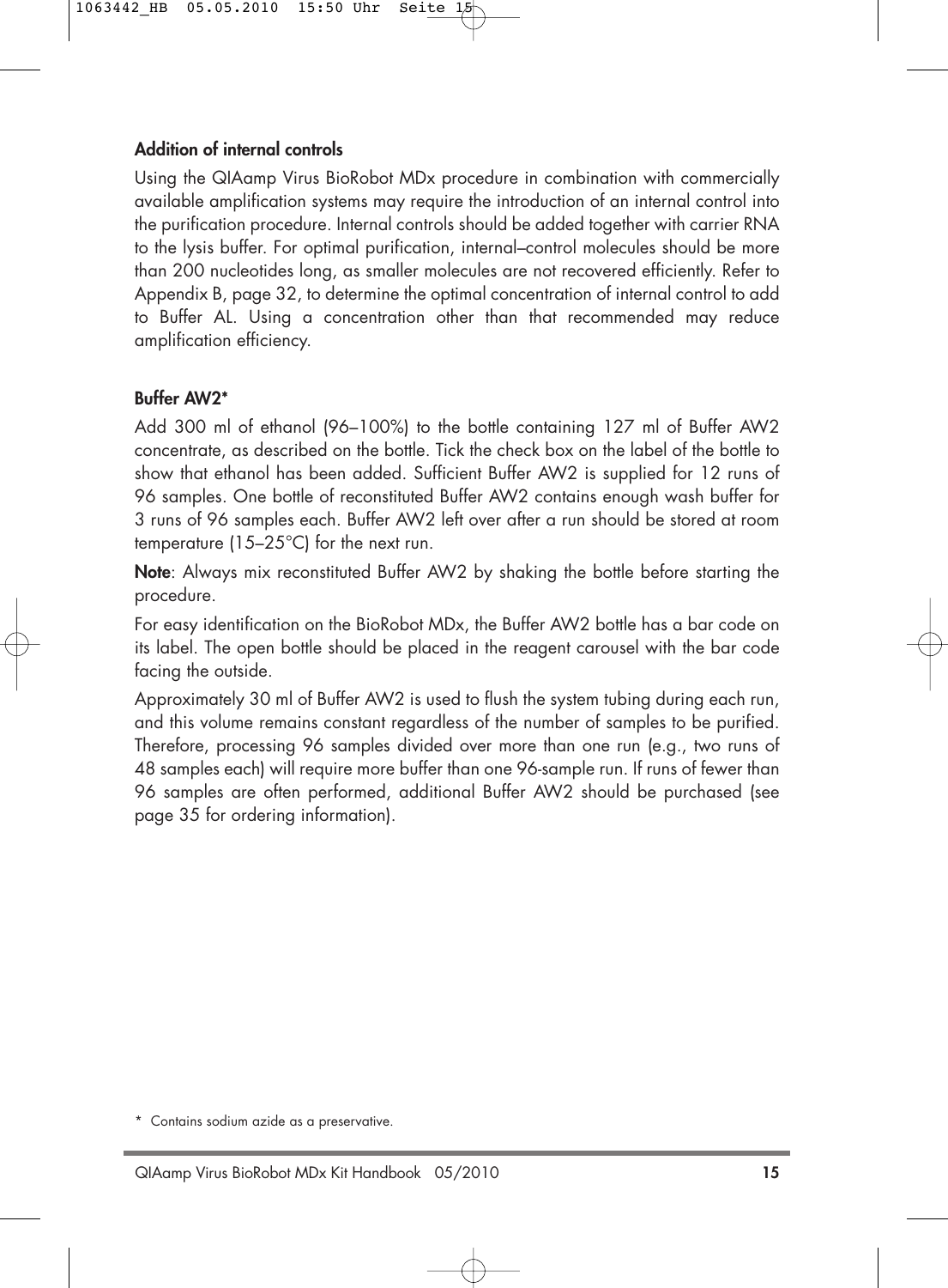### Addition of internal controls

Using the QIAamp Virus BioRobot MDx procedure in combination with commercially available amplification systems may require the introduction of an internal control into the purification procedure. Internal controls should be added together with carrier RNA to the lysis buffer. For optimal purification, internal–control molecules should be more than 200 nucleotides long, as smaller molecules are not recovered efficiently. Refer to Appendix B, page 32, to determine the optimal concentration of internal control to add to Buffer AL. Using a concentration other than that recommended may reduce amplification efficiency.

### Buffer AW2*

Add 300 ml of ethanol (96–100%) to the bottle containing 127 ml of Buffer AW2 concentrate, as described on the bottle. Tick the check box on the label of the bottle to show that ethanol has been added. Sufficient Buffer AW2 is supplied for 12 runs of 96 samples. One bottle of reconstituted Buffer AW2 contains enough wash buffer for 3 runs of 96 samples each. Buffer AW2 left over after a run should be stored at room temperature (15–25°C) for the next run.

**Note**: Always mix reconstituted Buffer AW2 by shaking the bottle before starting the procedure.

For easy identification on the BioRobot MDx, the Buffer AW2 bottle has a bar code on its label. The open bottle should be placed in the reagent carousel with the bar code facing the outside.

Approximately 30 ml of Buffer AW2 is used to flush the system tubing during each run, and this volume remains constant regardless of the number of samples to be purified. Therefore, processing 96 samples divided over more than one run (e.g., two runs of 48 samples each) will require more buffer than one 96-sample run. If runs of fewer than 96 samples are often performed, additional Buffer AW2 should be purchased (see page 35 for ordering information).

* Contains sodium azide as a preservative.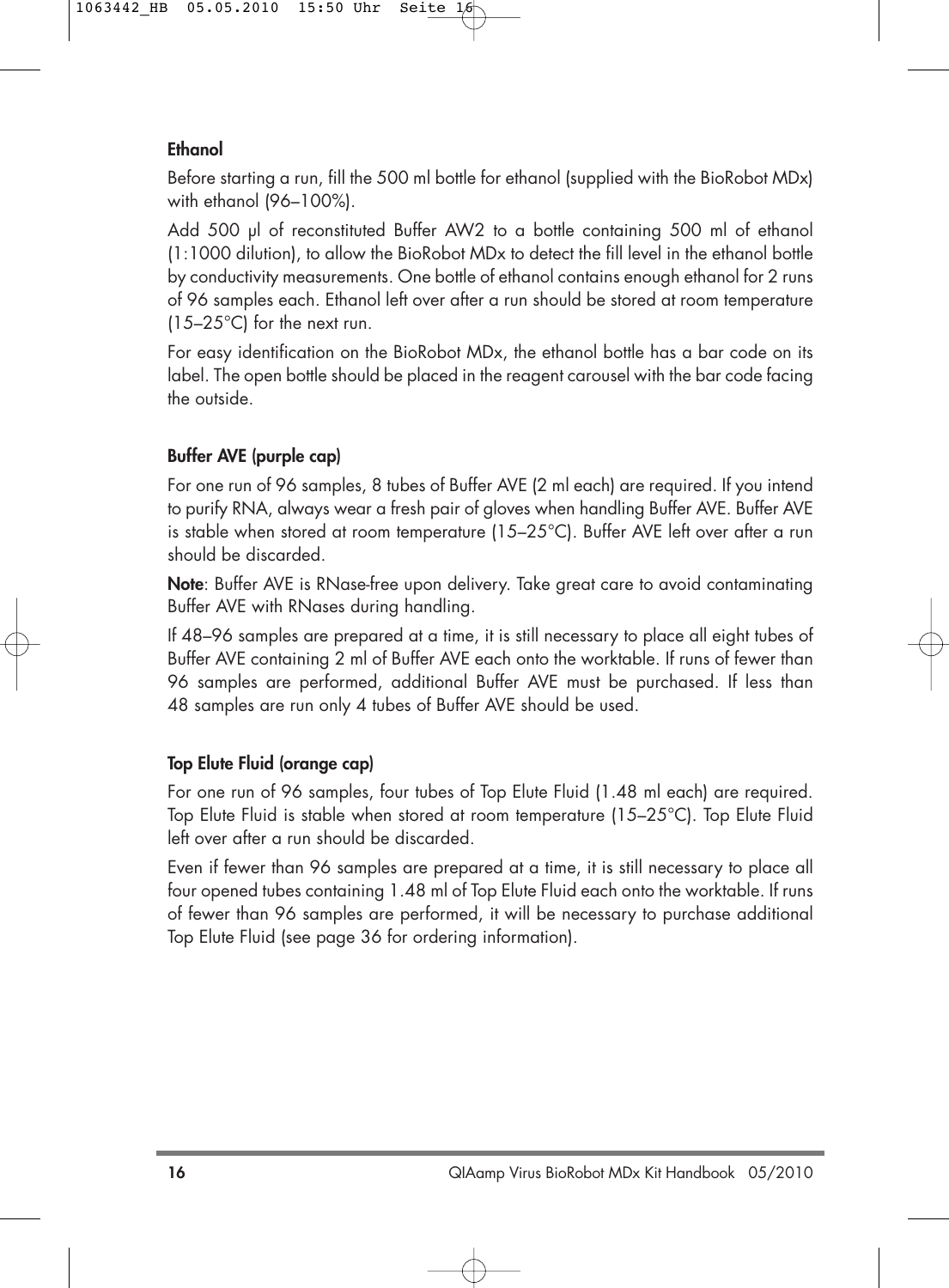### Ethanol

Before starting a run, fill the 500 ml bottle for ethanol (supplied with the BioRobot MDx) with ethanol (96–100%).

Add 500 µl of reconstituted Buffer AW2 to a bottle containing 500 ml of ethanol (1:1000 dilution), to allow the BioRobot MDx to detect the fill level in the ethanol bottle by conductivity measurements. One bottle of ethanol contains enough ethanol for 2 runs of 96 samples each. Ethanol left over after a run should be stored at room temperature (15–25°C) for the next run.

For easy identification on the BioRobot MDx, the ethanol bottle has a bar code on its label. The open bottle should be placed in the reagent carousel with the bar code facing the outside.

### Buffer AVE (purple cap)

For one run of 96 samples, 8 tubes of Buffer AVE (2 ml each) are required. If you intend to purify RNA, always wear a fresh pair of gloves when handling Buffer AVE. Buffer AVE is stable when stored at room temperature (15–25°C). Buffer AVE left over after a run should be discarded.

**Note**: Buffer AVE is RNase-free upon delivery. Take great care to avoid contaminating Buffer AVE with RNases during handling.

If 48–96 samples are prepared at a time, it is still necessary to place all eight tubes of Buffer AVE containing 2 ml of Buffer AVE each onto the worktable. If runs of fewer than 96 samples are performed, additional Buffer AVE must be purchased. If less than 48 samples are run only 4 tubes of Buffer AVE should be used.

### Top Elute Fluid (orange cap)

For one run of 96 samples, four tubes of Top Elute Fluid (1.48 ml each) are required. Top Elute Fluid is stable when stored at room temperature (15–25°C). Top Elute Fluid left over after a run should be discarded.

Even if fewer than 96 samples are prepared at a time, it is still necessary to place all four opened tubes containing 1.48 ml of Top Elute Fluid each onto the worktable. If runs of fewer than 96 samples are performed, it will be necessary to purchase additional Top Elute Fluid (see page 36 for ordering information).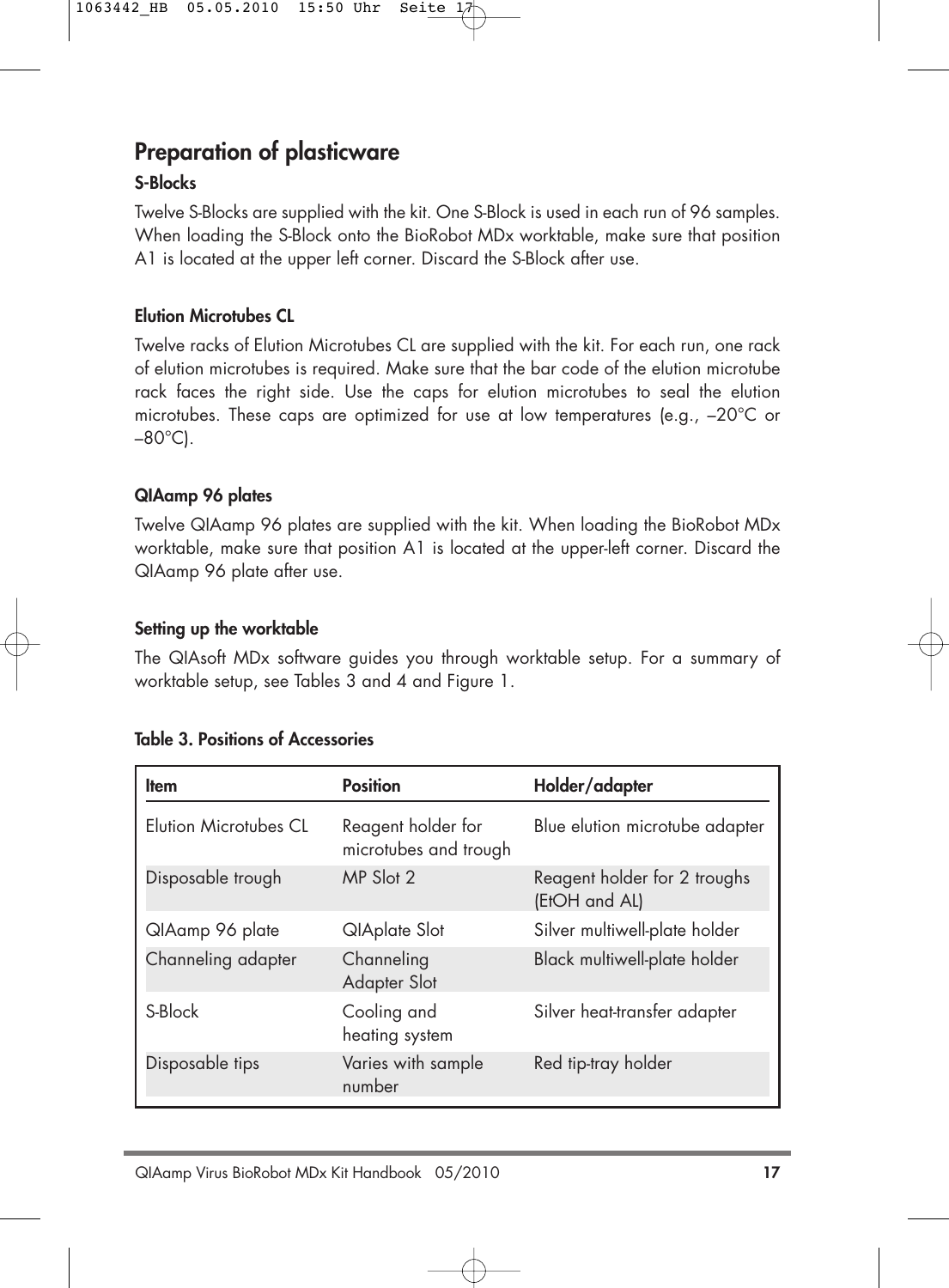## Preparation of plasticware

### S-Blocks

Twelve S-Blocks are supplied with the kit. One S-Block is used in each run of 96 samples. When loading the S-Block onto the BioRobot MDx worktable, make sure that position A1 is located at the upper left corner. Discard the S-Block after use.

### Elution Microtubes CL

Twelve racks of Elution Microtubes CL are supplied with the kit. For each run, one rack of elution microtubes is required. Make sure that the bar code of the elution microtube rack faces the right side. Use the caps for elution microtubes to seal the elution microtubes. These caps are optimized for use at low temperatures (e.g., –20°C or –80°C).

### QIAamp 96 plates

Twelve QIAamp 96 plates are supplied with the kit. When loading the BioRobot MDx worktable, make sure that position A1 is located at the upper-left corner. Discard the QIAamp 96 plate after use.

### Setting up the worktable

The QIAsoft MDx software guides you through worktable setup. For a summary of worktable setup, see Tables 3 and 4 and Figure 1.

**Table 3. Positions of Accessories**

| Item | Position | Holder/adapter |
|---|---|---|
| Elution Microtubes CL | Reagent holder for microtubes and trough | Blue elution microtube adapter |
| Disposable trough | MP Slot 2 | Reagent holder for 2 troughs (EtOH and AL) |
| QIAamp 96 plate | QIAplate Slot | Silver multiwell-plate holder |
| Channeling adapter | Channeling Adapter Slot | Black multiwell-plate holder |
| S-Block | Cooling and heating system | Silver heat-transfer adapter |
| Disposable tips | Varies with sample number | Red tip-tray holder |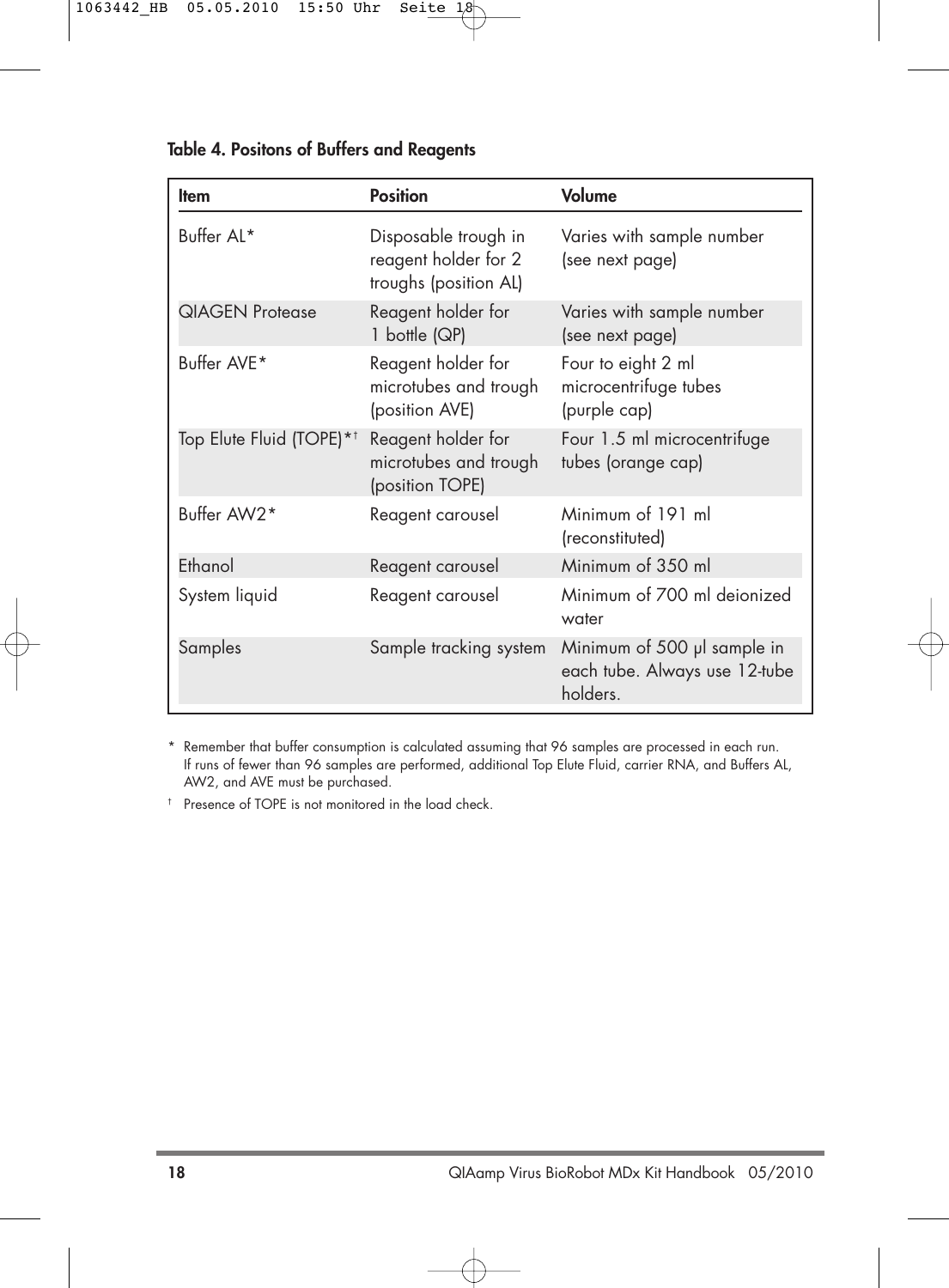**Table 4. Positons of Buffers and Reagents**

| Item | Position | Volume |
|---|---|---|
| Buffer AL* | Disposable trough in reagent holder for 2 troughs (position AL) | Varies with sample number (see next page) |
| QIAGEN Protease | Reagent holder for 1 bottle (QP) | Varies with sample number (see next page) |
| Buffer AVE* | Reagent holder for microtubes and trough (position AVE) | Four to eight 2 ml microcentrifuge tubes (purple cap) |
| Top Elute Fluid (TOPE)*† | Reagent holder for microtubes and trough (position TOPE) | Four 1.5 ml microcentrifuge tubes (orange cap) |
| Buffer AW2* | Reagent carousel | Minimum of 191 ml (reconstituted) |
| Ethanol | Reagent carousel | Minimum of 350 ml |
| System liquid | Reagent carousel | Minimum of 700 ml deionized water |
| Samples | Sample tracking system | Minimum of 500 µl sample in each tube. Always use 12-tube holders. |

\* Remember that buffer consumption is calculated assuming that 96 samples are processed in each run. If runs of fewer than 96 samples are performed, additional Top Elute Fluid, carrier RNA, and Buffers AL, AW2, and AVE must be purchased.

† Presence of TOPE is not monitored in the load check.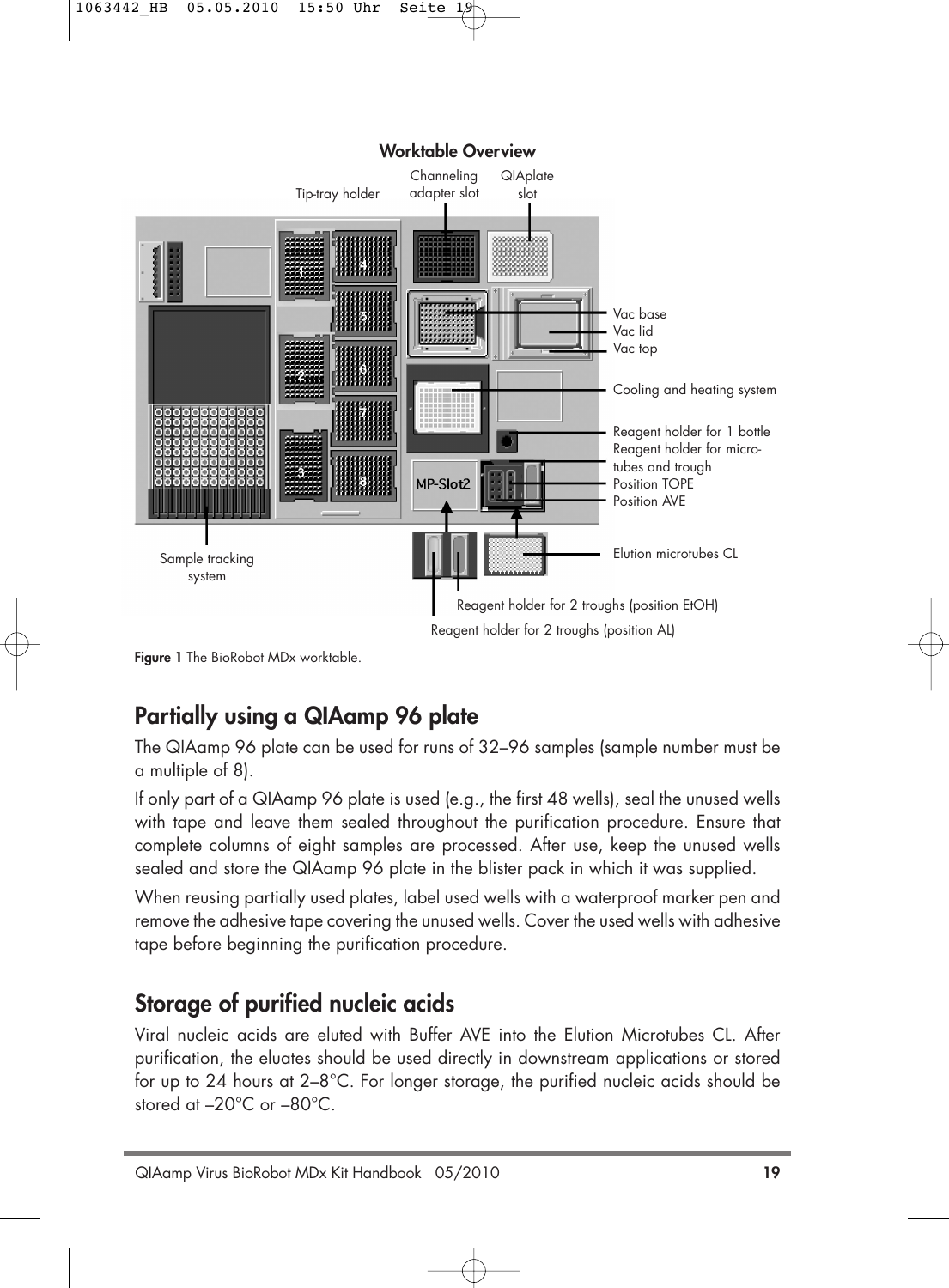**Worktable Overview**

Tip-tray holder

Channeling adapter slot

QIAplate slot

Vac base

Vac lid

Vac top

Cooling and heating system

Reagent holder for 1 bottle

Reagent holder for microtubes and trough

Position TOPE

Position AVE

MP-Slot2

Elution microtubes CL

Sample tracking system

Reagent holder for 2 troughs (position EtOH)

Reagent holder for 2 troughs (position AL)

**Figure 1** The BioRobot MDx worktable.

## Partially using a QIAamp 96 plate

The QIAamp 96 plate can be used for runs of 32–96 samples (sample number must be a multiple of 8).

If only part of a QIAamp 96 plate is used (e.g., the first 48 wells), seal the unused wells with tape and leave them sealed throughout the purification procedure. Ensure that complete columns of eight samples are processed. After use, keep the unused wells sealed and store the QIAamp 96 plate in the blister pack in which it was supplied.

When reusing partially used plates, label used wells with a waterproof marker pen and remove the adhesive tape covering the unused wells. Cover the used wells with adhesive tape before beginning the purification procedure.

## Storage of purified nucleic acids

Viral nucleic acids are eluted with Buffer AVE into the Elution Microtubes CL. After purification, the eluates should be used directly in downstream applications or stored for up to 24 hours at 2–8°C. For longer storage, the purified nucleic acids should be stored at –20°C or –80°C.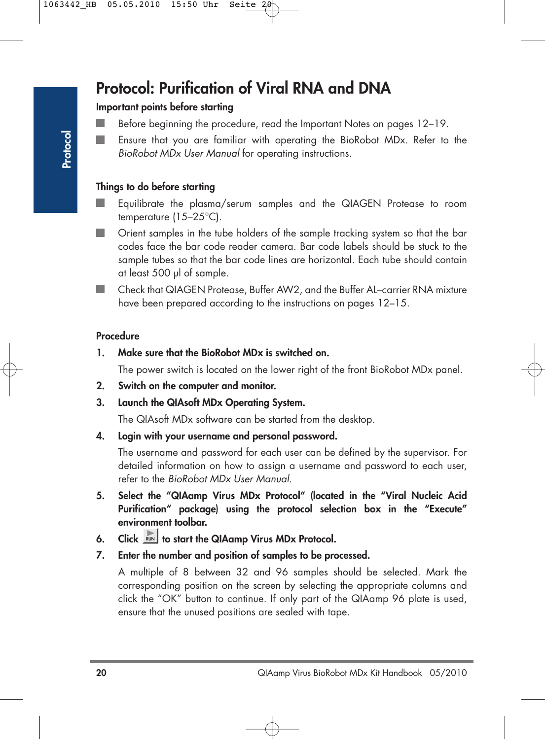# Protocol: Purification of Viral RNA and DNA

**Important points before starting**

- Before beginning the procedure, read the Important Notes on pages 12–19.
- Ensure that you are familiar with operating the BioRobot MDx. Refer to the *BioRobot MDx User Manual* for operating instructions.

**Things to do before starting**

- Equilibrate the plasma/serum samples and the QIAGEN Protease to room temperature (15–25°C).
- Orient samples in the tube holders of the sample tracking system so that the bar codes face the bar code reader camera. Bar code labels should be stuck to the sample tubes so that the bar code lines are horizontal. Each tube should contain at least 500 µl of sample.
- Check that QIAGEN Protease, Buffer AW2, and the Buffer AL–carrier RNA mixture have been prepared according to the instructions on pages 12–15.

**Procedure**

1. **Make sure that the BioRobot MDx is switched on.**

   The power switch is located on the lower right of the front BioRobot MDx panel.

2. **Switch on the computer and monitor.**

3. **Launch the QIAsoft MDx Operating System.**

   The QIAsoft MDx software can be started from the desktop.

4. **Login with your username and personal password.**

   The username and password for each user can be defined by the supervisor. For detailed information on how to assign a username and password to each user, refer to the *BioRobot MDx User Manual*.

5. **Select the "QIAamp Virus MDx Protocol" (located in the "Viral Nucleic Acid Purification" package) using the protocol selection box in the "Execute" environment toolbar.**

6. **Click RUN to start the QIAamp Virus MDx Protocol.**

7. **Enter the number and position of samples to be processed.**

   A multiple of 8 between 32 and 96 samples should be selected. Mark the corresponding position on the screen by selecting the appropriate columns and click the "OK" button to continue. If only part of the QIAamp 96 plate is used, ensure that the unused positions are sealed with tape.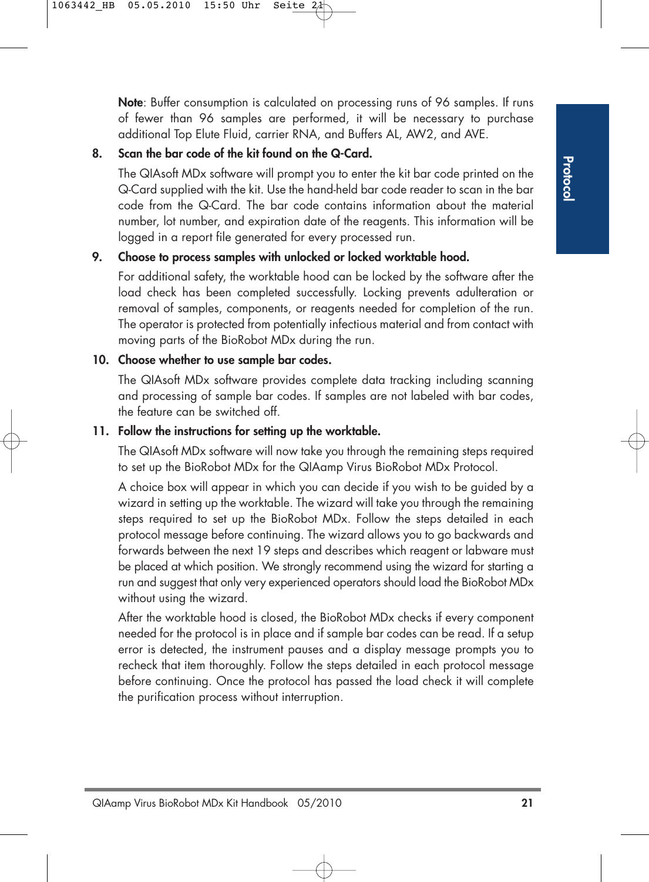**Note**: Buffer consumption is calculated on processing runs of 96 samples. If runs of fewer than 96 samples are performed, it will be necessary to purchase additional Top Elute Fluid, carrier RNA, and Buffers AL, AW2, and AVE.

8. **Scan the bar code of the kit found on the Q-Card.**

   The QIAsoft MDx software will prompt you to enter the kit bar code printed on the Q-Card supplied with the kit. Use the hand-held bar code reader to scan in the bar code from the Q-Card. The bar code contains information about the material number, lot number, and expiration date of the reagents. This information will be logged in a report file generated for every processed run.

9. **Choose to process samples with unlocked or locked worktable hood.**

   For additional safety, the worktable hood can be locked by the software after the load check has been completed successfully. Locking prevents adulteration or removal of samples, components, or reagents needed for completion of the run. The operator is protected from potentially infectious material and from contact with moving parts of the BioRobot MDx during the run.

10. **Choose whether to use sample bar codes.**

    The QIAsoft MDx software provides complete data tracking including scanning and processing of sample bar codes. If samples are not labeled with bar codes, the feature can be switched off.

11. **Follow the instructions for setting up the worktable.**

    The QIAsoft MDx software will now take you through the remaining steps required to set up the BioRobot MDx for the QIAamp Virus BioRobot MDx Protocol.

    A choice box will appear in which you can decide if you wish to be guided by a wizard in setting up the worktable. The wizard will take you through the remaining steps required to set up the BioRobot MDx. Follow the steps detailed in each protocol message before continuing. The wizard allows you to go backwards and forwards between the next 19 steps and describes which reagent or labware must be placed at which position. We strongly recommend using the wizard for starting a run and suggest that only very experienced operators should load the BioRobot MDx without using the wizard.

    After the worktable hood is closed, the BioRobot MDx checks if every component needed for the protocol is in place and if sample bar codes can be read. If a setup error is detected, the instrument pauses and a display message prompts you to recheck that item thoroughly. Follow the steps detailed in each protocol message before continuing. Once the protocol has passed the load check it will complete the purification process without interruption.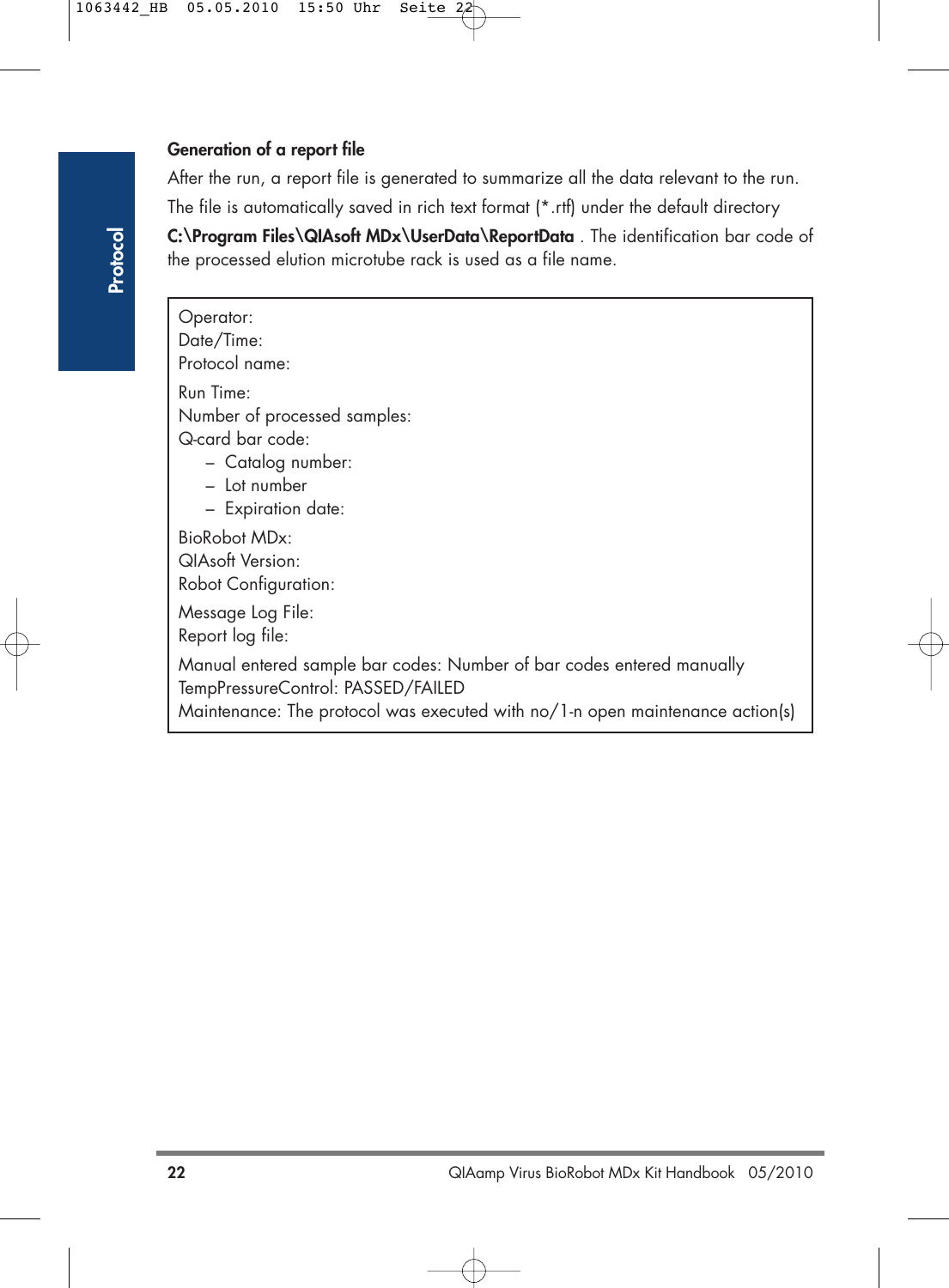### Generation of a report file

After the run, a report file is generated to summarize all the data relevant to the run. The file is automatically saved in rich text format (*.rtf) under the default directory **C:\Program Files\QIAsoft MDx\UserData\ReportData** . The identification bar code of the processed elution microtube rack is used as a file name.

```
Operator:
Date/Time:
Protocol name:

Run Time:
Number of processed samples:
Q-card bar code:
   – Catalog number:
   – Lot number
   – Expiration date:

BioRobot MDx:
QIAsoft Version:
Robot Configuration:

Message Log File:
Report log file:

Manual entered sample bar codes: Number of bar codes entered manually
TempPressureControl: PASSED/FAILED
Maintenance: The protocol was executed with no/1-n open maintenance action(s)
```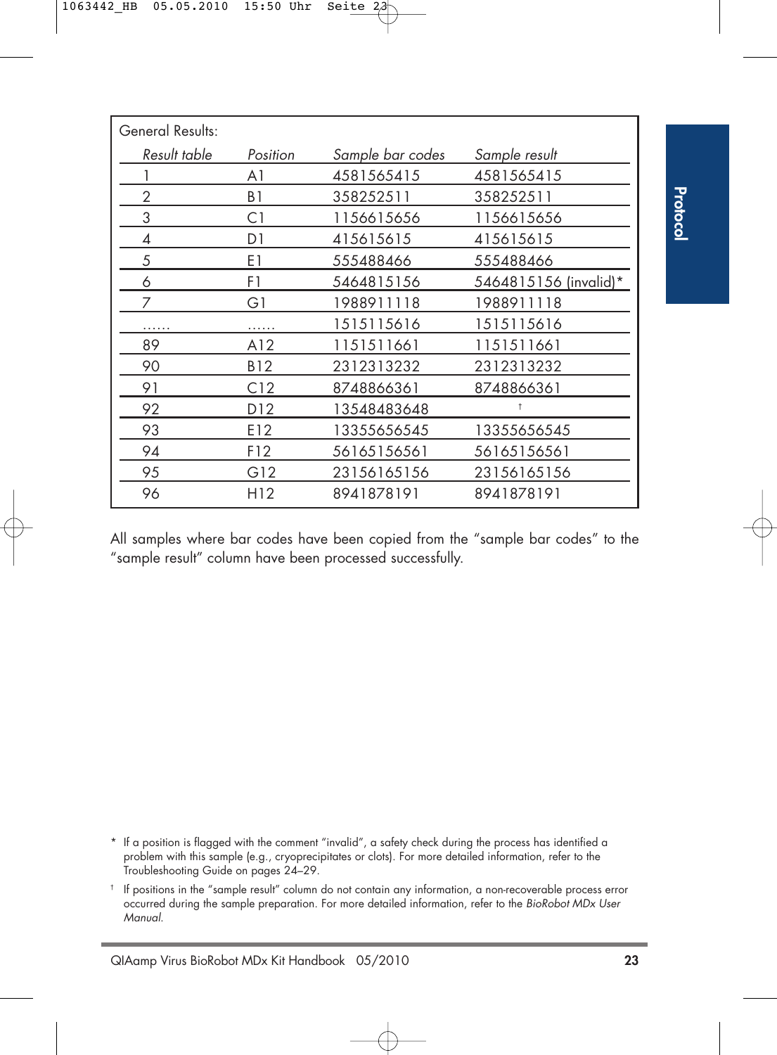General Results:

| Result table | Position | Sample bar codes | Sample result |
|---|---|---|---|
| 1 | A1 | 4581565415 | 4581565415 |
| 2 | B1 | 358252511 | 358252511 |
| 3 | C1 | 1156615656 | 1156615656 |
| 4 | D1 | 415615615 | 415615615 |
| 5 | E1 | 555488466 | 555488466 |
| 6 | F1 | 5464815156 | 5464815156 (invalid)* |
| 7 | G1 | 1988911118 | 1988911118 |
| …… | …… | 1515115616 | 1515115616 |
| 89 | A12 | 1151511661 | 1151511661 |
| 90 | B12 | 2312313232 | 2312313232 |
| 91 | C12 | 8748866361 | 8748866361 |
| 92 | D12 | 13548483648 | † |
| 93 | E12 | 13355656545 | 13355656545 |
| 94 | F12 | 56165156561 | 56165156561 |
| 95 | G12 | 23156165156 | 23156165156 |
| 96 | H12 | 8941878191 | 8941878191 |

All samples where bar codes have been copied from the "sample bar codes" to the "sample result" column have been processed successfully.

\* If a position is flagged with the comment "invalid", a safety check during the process has identified a problem with this sample (e.g., cryoprecipitates or clots). For more detailed information, refer to the Troubleshooting Guide on pages 24–29.

† If positions in the "sample result" column do not contain any information, a non-recoverable process error occurred during the sample preparation. For more detailed information, refer to the *BioRobot MDx User Manual.*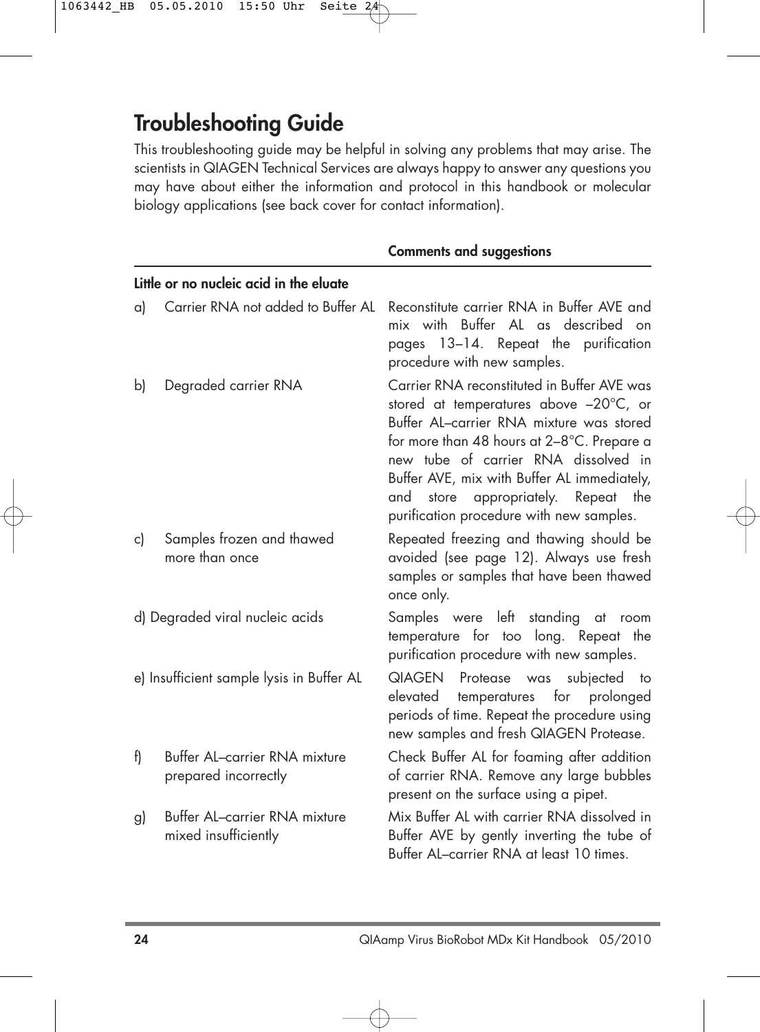## Troubleshooting Guide

This troubleshooting guide may be helpful in solving any problems that may arise. The scientists in QIAGEN Technical Services are always happy to answer any questions you may have about either the information and protocol in this handbook or molecular biology applications (see back cover for contact information).

| | Comments and suggestions |
|---|---|
| **Little or no nucleic acid in the eluate** | |
| a) Carrier RNA not added to Buffer AL | Reconstitute carrier RNA in Buffer AVE and mix with Buffer AL as described on pages 13–14. Repeat the purification procedure with new samples. |
| b) Degraded carrier RNA | Carrier RNA reconstituted in Buffer AVE was stored at temperatures above –20°C, or Buffer AL–carrier RNA mixture was stored for more than 48 hours at 2–8°C. Prepare a new tube of carrier RNA dissolved in Buffer AVE, mix with Buffer AL immediately, and store appropriately. Repeat the purification procedure with new samples. |
| c) Samples frozen and thawed more than once | Repeated freezing and thawing should be avoided (see page 12). Always use fresh samples or samples that have been thawed once only. |
| d) Degraded viral nucleic acids | Samples were left standing at room temperature for too long. Repeat the purification procedure with new samples. |
| e) Insufficient sample lysis in Buffer AL | QIAGEN Protease was subjected to elevated temperatures for prolonged periods of time. Repeat the procedure using new samples and fresh QIAGEN Protease. |
| f) Buffer AL–carrier RNA mixture prepared incorrectly | Check Buffer AL for foaming after addition of carrier RNA. Remove any large bubbles present on the surface using a pipet. |
| g) Buffer AL–carrier RNA mixture mixed insufficiently | Mix Buffer AL with carrier RNA dissolved in Buffer AVE by gently inverting the tube of Buffer AL–carrier RNA at least 10 times. |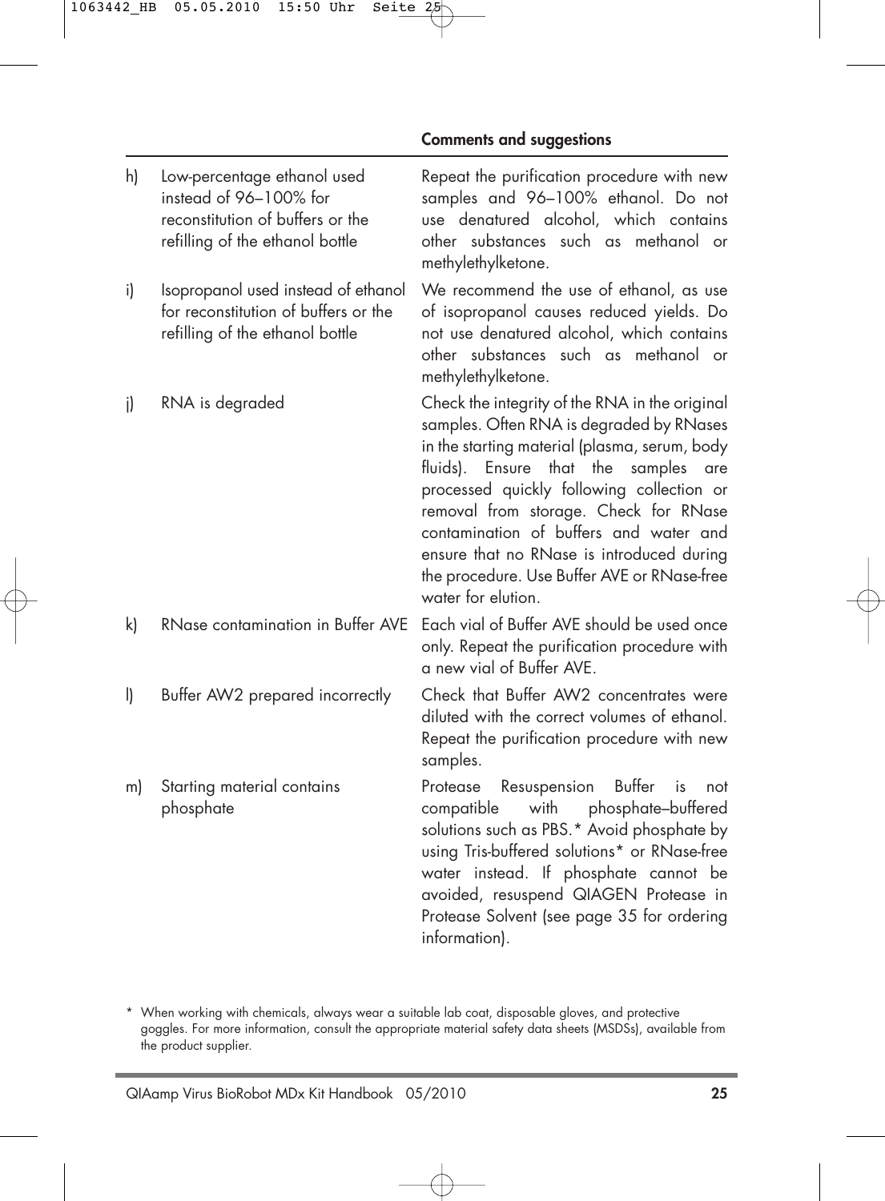| | | Comments and suggestions |
|---|---|---|
| h) | Low-percentage ethanol used instead of 96–100% for reconstitution of buffers or the refilling of the ethanol bottle | Repeat the purification procedure with new samples and 96–100% ethanol. Do not use denatured alcohol, which contains other substances such as methanol or methylethylketone. |
| i) | Isopropanol used instead of ethanol for reconstitution of buffers or the refilling of the ethanol bottle | We recommend the use of ethanol, as use of isopropanol causes reduced yields. Do not use denatured alcohol, which contains other substances such as methanol or methylethylketone. |
| j) | RNA is degraded | Check the integrity of the RNA in the original samples. Often RNA is degraded by RNases in the starting material (plasma, serum, body fluids). Ensure that the samples are processed quickly following collection or removal from storage. Check for RNase contamination of buffers and water and ensure that no RNase is introduced during the procedure. Use Buffer AVE or RNase-free water for elution. |
| k) | RNase contamination in Buffer AVE | Each vial of Buffer AVE should be used once only. Repeat the purification procedure with a new vial of Buffer AVE. |
| l) | Buffer AW2 prepared incorrectly | Check that Buffer AW2 concentrates were diluted with the correct volumes of ethanol. Repeat the purification procedure with new samples. |
| m) | Starting material contains phosphate | Protease Resuspension Buffer is not compatible with phosphate–buffered solutions such as PBS.* Avoid phosphate by using Tris-buffered solutions* or RNase-free water instead. If phosphate cannot be avoided, resuspend QIAGEN Protease in Protease Solvent (see page 35 for ordering information). |

\* When working with chemicals, always wear a suitable lab coat, disposable gloves, and protective goggles. For more information, consult the appropriate material safety data sheets (MSDSs), available from the product supplier.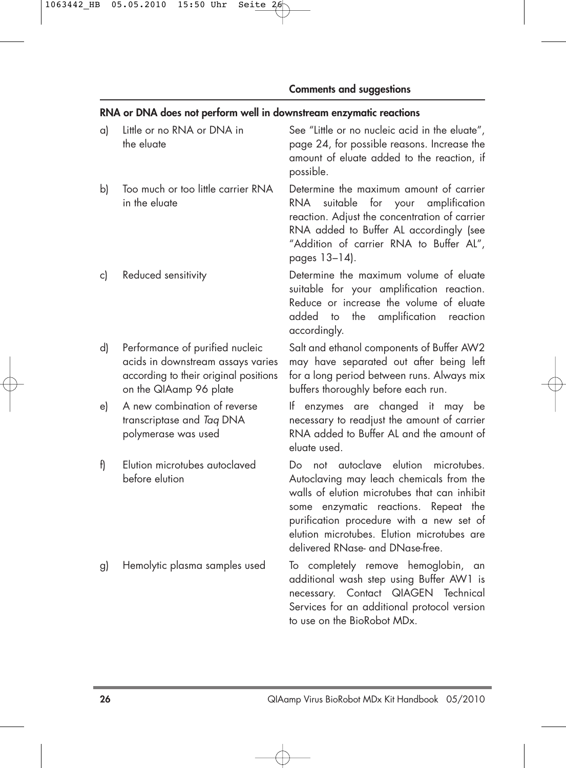**Comments and suggestions**

**RNA or DNA does not perform well in downstream enzymatic reactions**

| | | Comments and suggestions |
|---|---|---|
| a) | Little or no RNA or DNA in the eluate | See "Little or no nucleic acid in the eluate", page 24, for possible reasons. Increase the amount of eluate added to the reaction, if possible. |
| b) | Too much or too little carrier RNA in the eluate | Determine the maximum amount of carrier RNA suitable for your amplification reaction. Adjust the concentration of carrier RNA added to Buffer AL accordingly (see "Addition of carrier RNA to Buffer AL", pages 13–14). |
| c) | Reduced sensitivity | Determine the maximum volume of eluate suitable for your amplification reaction. Reduce or increase the volume of eluate added to the amplification reaction accordingly. |
| d) | Performance of purified nucleic acids in downstream assays varies according to their original positions on the QIAamp 96 plate | Salt and ethanol components of Buffer AW2 may have separated out after being left for a long period between runs. Always mix buffers thoroughly before each run. |
| e) | A new combination of reverse transcriptase and *Taq* DNA polymerase was used | If enzymes are changed it may be necessary to readjust the amount of carrier RNA added to Buffer AL and the amount of eluate used. |
| f) | Elution microtubes autoclaved before elution | Do not autoclave elution microtubes. Autoclaving may leach chemicals from the walls of elution microtubes that can inhibit some enzymatic reactions. Repeat the purification procedure with a new set of elution microtubes. Elution microtubes are delivered RNase- and DNase-free. |
| g) | Hemolytic plasma samples used | To completely remove hemoglobin, an additional wash step using Buffer AW1 is necessary. Contact QIAGEN Technical Services for an additional protocol version to use on the BioRobot MDx. |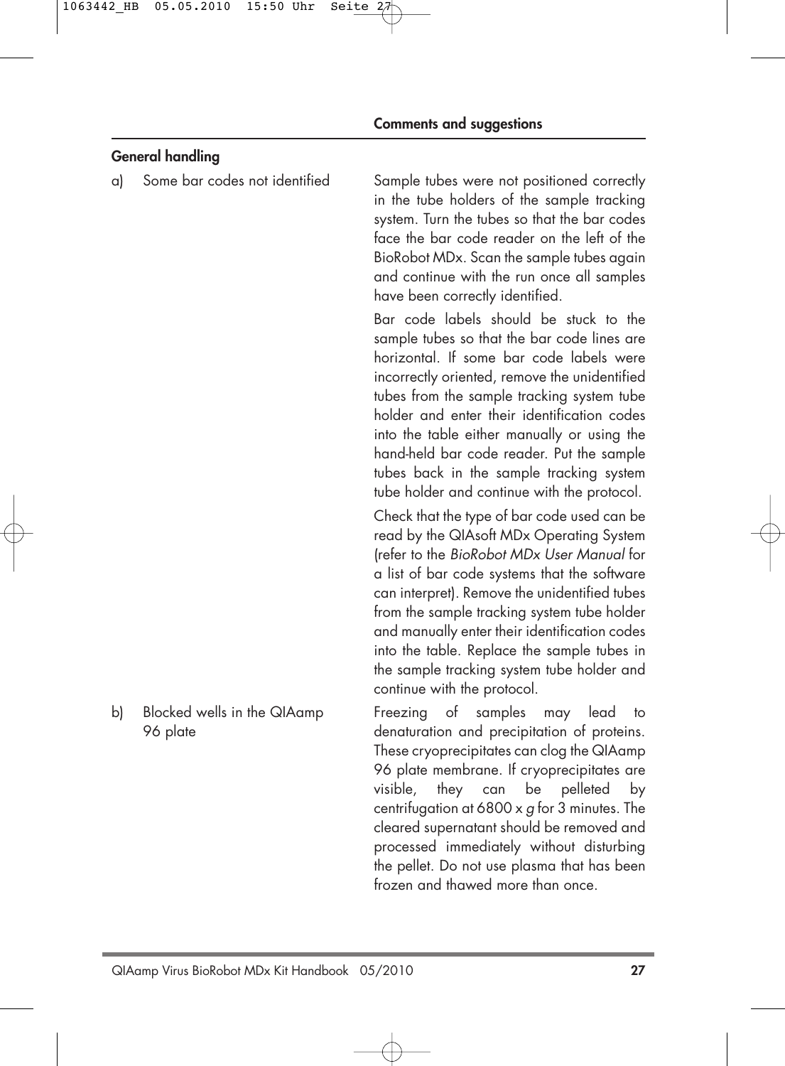| | Comments and suggestions |
|---|---|
| **General handling** | |
| a) Some bar codes not identified | Sample tubes were not positioned correctly in the tube holders of the sample tracking system. Turn the tubes so that the bar codes face the bar code reader on the left of the BioRobot MDx. Scan the sample tubes again and continue with the run once all samples have been correctly identified. |
| | Bar code labels should be stuck to the sample tubes so that the bar code lines are horizontal. If some bar code labels were incorrectly oriented, remove the unidentified tubes from the sample tracking system tube holder and enter their identification codes into the table either manually or using the hand-held bar code reader. Put the sample tubes back in the sample tracking system tube holder and continue with the protocol. |
| | Check that the type of bar code used can be read by the QIAsoft MDx Operating System (refer to the *BioRobot MDx User Manual* for a list of bar code systems that the software can interpret). Remove the unidentified tubes from the sample tracking system tube holder and manually enter their identification codes into the table. Replace the sample tubes in the sample tracking system tube holder and continue with the protocol. |
| b) Blocked wells in the QIAamp 96 plate | Freezing of samples may lead to denaturation and precipitation of proteins. These cryoprecipitates can clog the QIAamp 96 plate membrane. If cryoprecipitates are visible, they can be pelleted by centrifugation at 6800 x *g* for 3 minutes. The cleared supernatant should be removed and processed immediately without disturbing the pellet. Do not use plasma that has been frozen and thawed more than once. |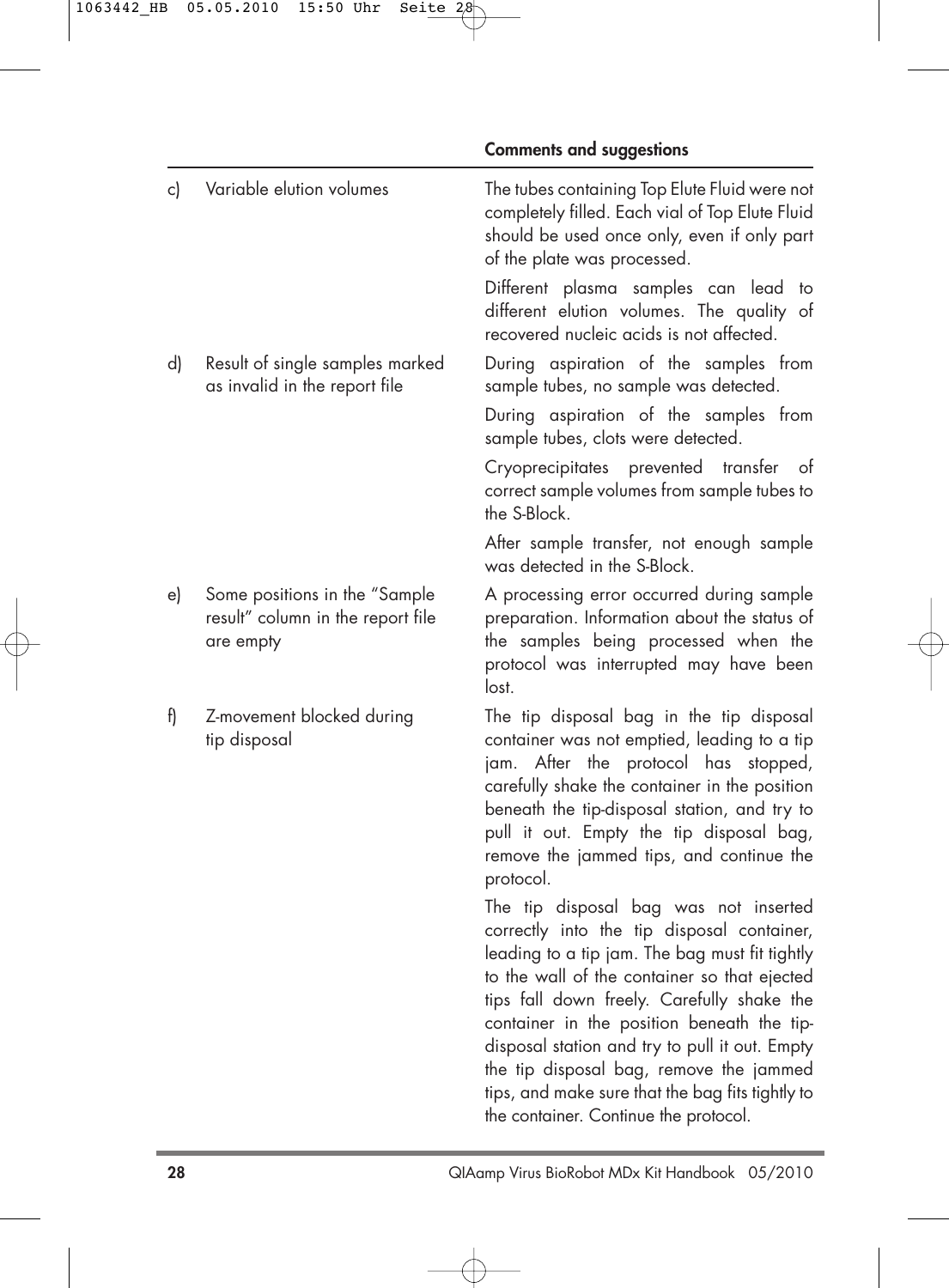| | | Comments and suggestions |
|---|---|---|
| c) | Variable elution volumes | The tubes containing Top Elute Fluid were not completely filled. Each vial of Top Elute Fluid should be used once only, even if only part of the plate was processed.<br><br>Different plasma samples can lead to different elution volumes. The quality of recovered nucleic acids is not affected. |
| d) | Result of single samples marked as invalid in the report file | During aspiration of the samples from sample tubes, no sample was detected.<br><br>During aspiration of the samples from sample tubes, clots were detected.<br><br>Cryoprecipitates prevented transfer of correct sample volumes from sample tubes to the S-Block.<br><br>After sample transfer, not enough sample was detected in the S-Block. |
| e) | Some positions in the "Sample result" column in the report file are empty | A processing error occurred during sample preparation. Information about the status of the samples being processed when the protocol was interrupted may have been lost. |
| f) | Z-movement blocked during tip disposal | The tip disposal bag in the tip disposal container was not emptied, leading to a tip jam. After the protocol has stopped, carefully shake the container in the position beneath the tip-disposal station, and try to pull it out. Empty the tip disposal bag, remove the jammed tips, and continue the protocol.<br><br>The tip disposal bag was not inserted correctly into the tip disposal container, leading to a tip jam. The bag must fit tightly to the wall of the container so that ejected tips fall down freely. Carefully shake the container in the position beneath the tip-disposal station and try to pull it out. Empty the tip disposal bag, remove the jammed tips, and make sure that the bag fits tightly to the container. Continue the protocol. |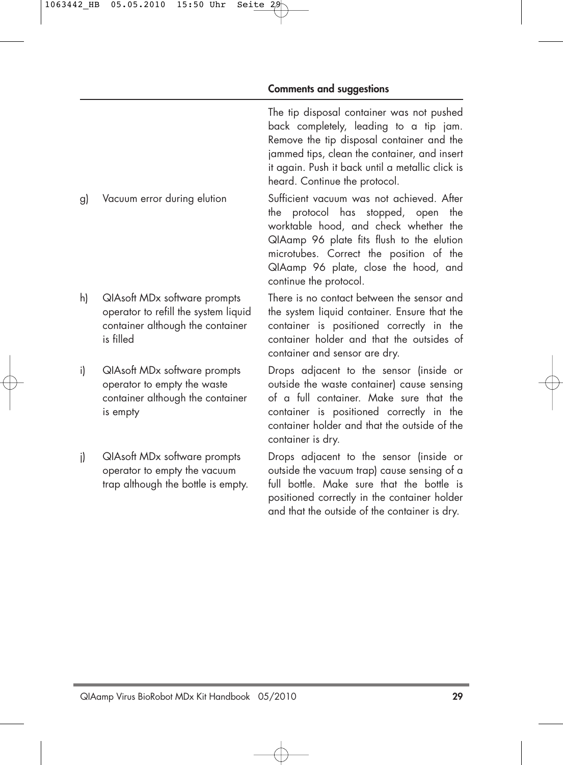| | | Comments and suggestions |
|---|---|---|
| | | The tip disposal container was not pushed back completely, leading to a tip jam. Remove the tip disposal container and the jammed tips, clean the container, and insert it again. Push it back until a metallic click is heard. Continue the protocol. |
| g) | Vacuum error during elution | Sufficient vacuum was not achieved. After the protocol has stopped, open the worktable hood, and check whether the QIAamp 96 plate fits flush to the elution microtubes. Correct the position of the QIAamp 96 plate, close the hood, and continue the protocol. |
| h) | QIAsoft MDx software prompts operator to refill the system liquid container although the container is filled | There is no contact between the sensor and the system liquid container. Ensure that the container is positioned correctly in the container holder and that the outsides of container and sensor are dry. |
| i) | QIAsoft MDx software prompts operator to empty the waste container although the container is empty | Drops adjacent to the sensor (inside or outside the waste container) cause sensing of a full container. Make sure that the container is positioned correctly in the container holder and that the outside of the container is dry. |
| j) | QIAsoft MDx software prompts operator to empty the vacuum trap although the bottle is empty. | Drops adjacent to the sensor (inside or outside the vacuum trap) cause sensing of a full bottle. Make sure that the bottle is positioned correctly in the container holder and that the outside of the container is dry. |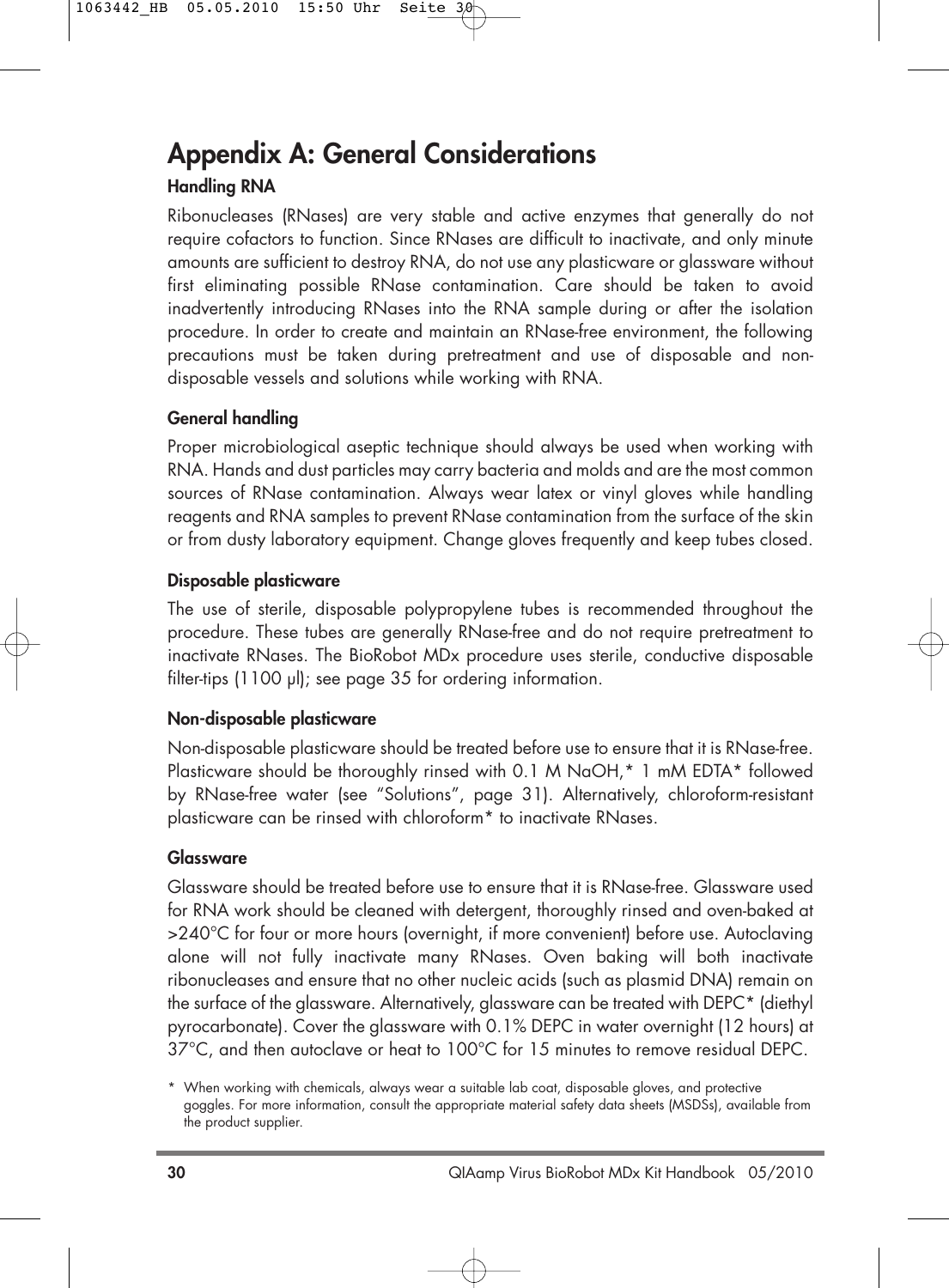# Appendix A: General Considerations

### Handling RNA

Ribonucleases (RNases) are very stable and active enzymes that generally do not require cofactors to function. Since RNases are difficult to inactivate, and only minute amounts are sufficient to destroy RNA, do not use any plasticware or glassware without first eliminating possible RNase contamination. Care should be taken to avoid inadvertently introducing RNases into the RNA sample during or after the isolation procedure. In order to create and maintain an RNase-free environment, the following precautions must be taken during pretreatment and use of disposable and non-disposable vessels and solutions while working with RNA.

### General handling

Proper microbiological aseptic technique should always be used when working with RNA. Hands and dust particles may carry bacteria and molds and are the most common sources of RNase contamination. Always wear latex or vinyl gloves while handling reagents and RNA samples to prevent RNase contamination from the surface of the skin or from dusty laboratory equipment. Change gloves frequently and keep tubes closed.

### Disposable plasticware

The use of sterile, disposable polypropylene tubes is recommended throughout the procedure. These tubes are generally RNase-free and do not require pretreatment to inactivate RNases. The BioRobot MDx procedure uses sterile, conductive disposable filter-tips (1100 µl); see page 35 for ordering information.

### Non-disposable plasticware

Non-disposable plasticware should be treated before use to ensure that it is RNase-free. Plasticware should be thoroughly rinsed with 0.1 M NaOH,* 1 mM EDTA* followed by RNase-free water (see "Solutions", page 31). Alternatively, chloroform-resistant plasticware can be rinsed with chloroform* to inactivate RNases.

### Glassware

Glassware should be treated before use to ensure that it is RNase-free. Glassware used for RNA work should be cleaned with detergent, thoroughly rinsed and oven-baked at >240°C for four or more hours (overnight, if more convenient) before use. Autoclaving alone will not fully inactivate many RNases. Oven baking will both inactivate ribonucleases and ensure that no other nucleic acids (such as plasmid DNA) remain on the surface of the glassware. Alternatively, glassware can be treated with DEPC* (diethyl pyrocarbonate). Cover the glassware with 0.1% DEPC in water overnight (12 hours) at 37°C, and then autoclave or heat to 100°C for 15 minutes to remove residual DEPC.

\* When working with chemicals, always wear a suitable lab coat, disposable gloves, and protective goggles. For more information, consult the appropriate material safety data sheets (MSDSs), available from the product supplier.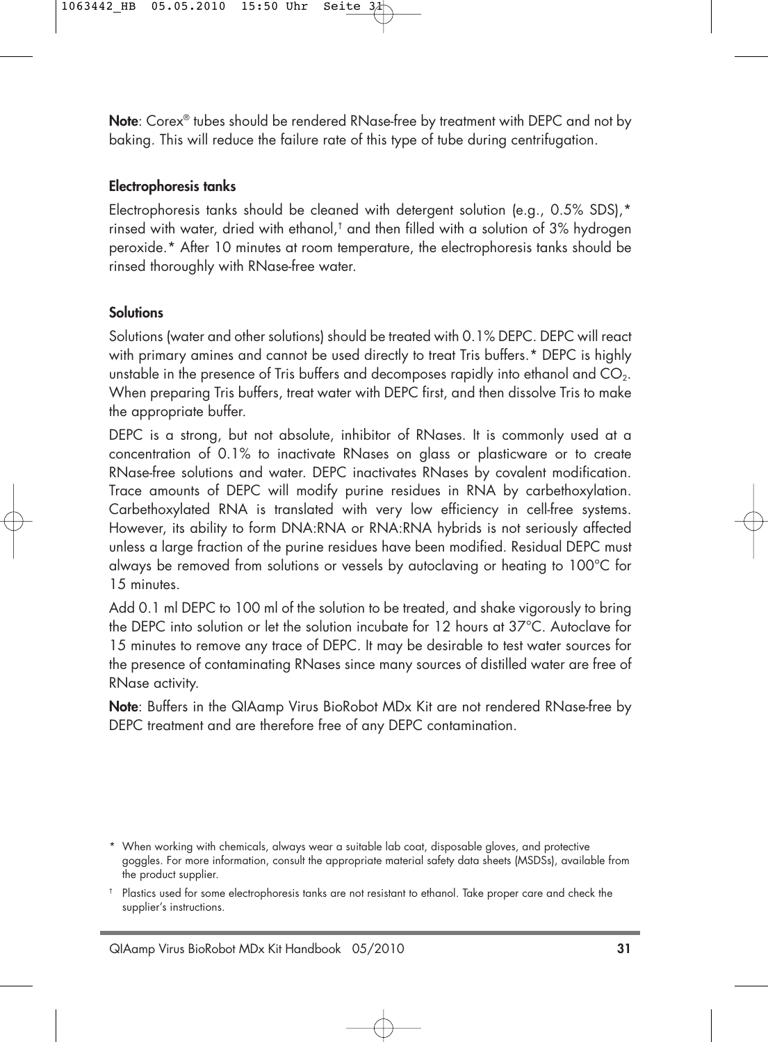**Note**: Corex® tubes should be rendered RNase-free by treatment with DEPC and not by baking. This will reduce the failure rate of this type of tube during centrifugation.

### Electrophoresis tanks

Electrophoresis tanks should be cleaned with detergent solution (e.g., 0.5% SDS),* rinsed with water, dried with ethanol,† and then filled with a solution of 3% hydrogen peroxide.* After 10 minutes at room temperature, the electrophoresis tanks should be rinsed thoroughly with RNase-free water.

### Solutions

Solutions (water and other solutions) should be treated with 0.1% DEPC. DEPC will react with primary amines and cannot be used directly to treat Tris buffers.* DEPC is highly unstable in the presence of Tris buffers and decomposes rapidly into ethanol and $CO_2$. When preparing Tris buffers, treat water with DEPC first, and then dissolve Tris to make the appropriate buffer.

DEPC is a strong, but not absolute, inhibitor of RNases. It is commonly used at a concentration of 0.1% to inactivate RNases on glass or plasticware or to create RNase-free solutions and water. DEPC inactivates RNases by covalent modification. Trace amounts of DEPC will modify purine residues in RNA by carbethoxylation. Carbethoxylated RNA is translated with very low efficiency in cell-free systems. However, its ability to form DNA:RNA or RNA:RNA hybrids is not seriously affected unless a large fraction of the purine residues have been modified. Residual DEPC must always be removed from solutions or vessels by autoclaving or heating to 100°C for 15 minutes.

Add 0.1 ml DEPC to 100 ml of the solution to be treated, and shake vigorously to bring the DEPC into solution or let the solution incubate for 12 hours at 37°C. Autoclave for 15 minutes to remove any trace of DEPC. It may be desirable to test water sources for the presence of contaminating RNases since many sources of distilled water are free of RNase activity.

**Note**: Buffers in the QIAamp Virus BioRobot MDx Kit are not rendered RNase-free by DEPC treatment and are therefore free of any DEPC contamination.

\* When working with chemicals, always wear a suitable lab coat, disposable gloves, and protective goggles. For more information, consult the appropriate material safety data sheets (MSDSs), available from the product supplier.

† Plastics used for some electrophoresis tanks are not resistant to ethanol. Take proper care and check the supplier's instructions.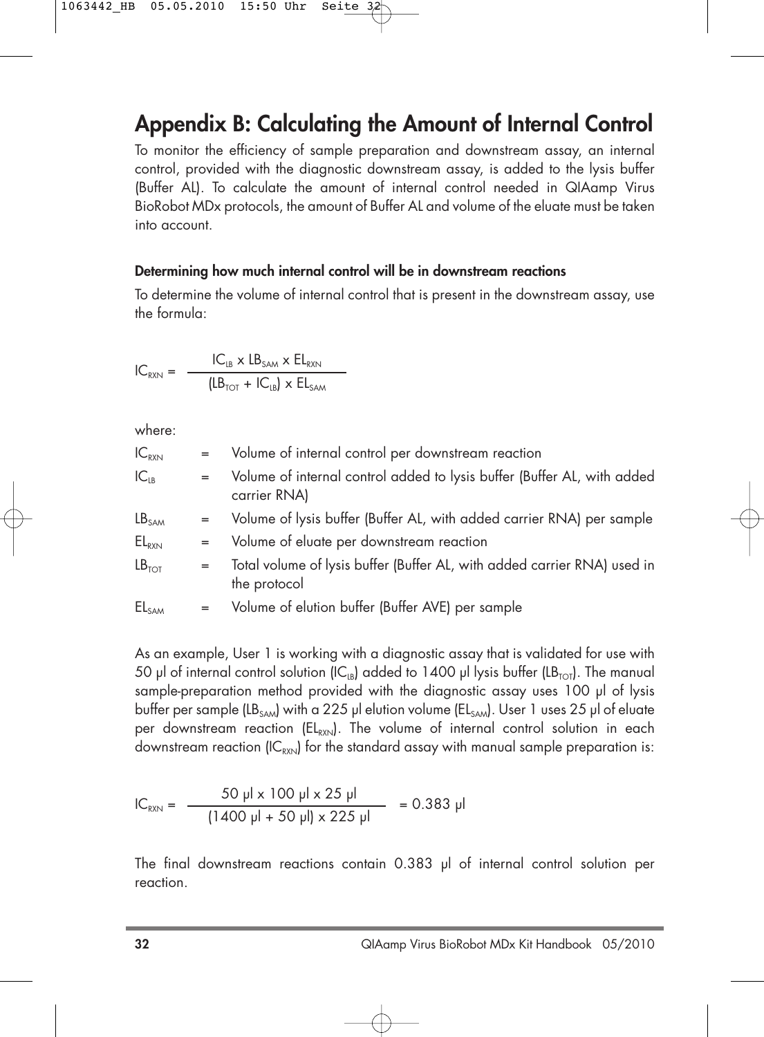# Appendix B: Calculating the Amount of Internal Control

To monitor the efficiency of sample preparation and downstream assay, an internal control, provided with the diagnostic downstream assay, is added to the lysis buffer (Buffer AL). To calculate the amount of internal control needed in QIAamp Virus BioRobot MDx protocols, the amount of Buffer AL and volume of the eluate must be taken into account.

**Determining how much internal control will be in downstream reactions**

To determine the volume of internal control that is present in the downstream assay, use the formula:

$$IC_{RXN} = \frac{IC_{LB} \times LB_{SAM} \times EL_{RXN}}{(LB_{TOT} + IC_{LB}) \times EL_{SAM}}$$

where:

$IC_{RXN}$ = Volume of internal control per downstream reaction

$IC_{LB}$ = Volume of internal control added to lysis buffer (Buffer AL, with added carrier RNA)

$LB_{SAM}$ = Volume of lysis buffer (Buffer AL, with added carrier RNA) per sample

$EL_{RXN}$ = Volume of eluate per downstream reaction

$LB_{TOT}$ = Total volume of lysis buffer (Buffer AL, with added carrier RNA) used in the protocol

$EL_{SAM}$ = Volume of elution buffer (Buffer AVE) per sample

As an example, User 1 is working with a diagnostic assay that is validated for use with 50 µl of internal control solution ($IC_{LB}$) added to 1400 µl lysis buffer ($LB_{TOT}$). The manual sample-preparation method provided with the diagnostic assay uses 100 µl of lysis buffer per sample ($LB_{SAM}$) with a 225 µl elution volume ($EL_{SAM}$). User 1 uses 25 µl of eluate per downstream reaction ($EL_{RXN}$). The volume of internal control solution in each downstream reaction ($IC_{RXN}$) for the standard assay with manual sample preparation is:

$$IC_{RXN} = \frac{50 \text{ µl} \times 100 \text{ µl} \times 25 \text{ µl}}{(1400 \text{ µl} + 50 \text{ µl}) \times 225 \text{ µl}} = 0.383 \text{ µl}$$

The final downstream reactions contain 0.383 µl of internal control solution per reaction.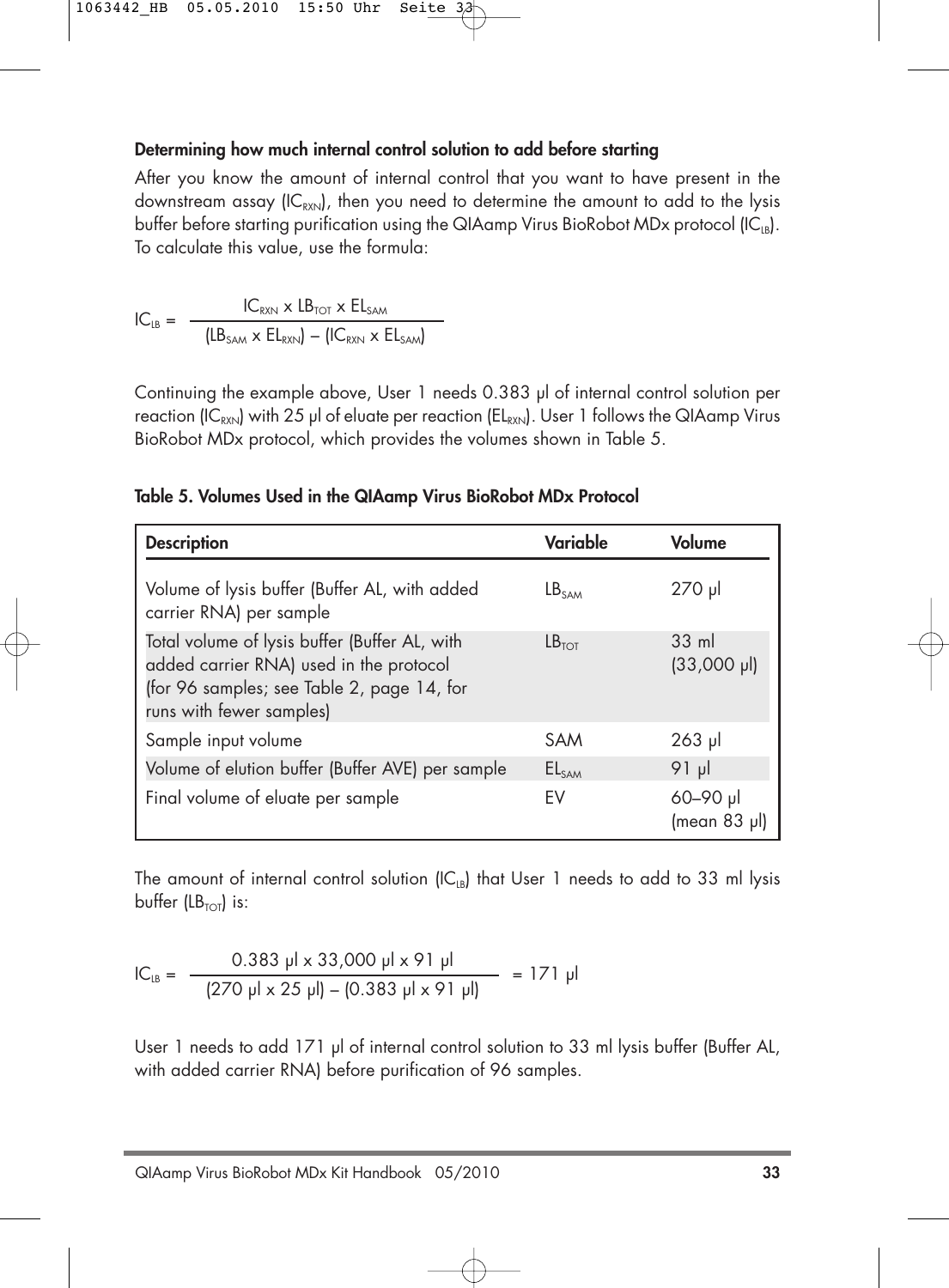**Determining how much internal control solution to add before starting**

After you know the amount of internal control that you want to have present in the downstream assay ($IC_{RXN}$), then you need to determine the amount to add to the lysis buffer before starting purification using the QIAamp Virus BioRobot MDx protocol ($IC_{LB}$). To calculate this value, use the formula:

$$IC_{LB} = \frac{IC_{RXN} \times LB_{TOT} \times EL_{SAM}}{(LB_{SAM} \times EL_{RXN}) - (IC_{RXN} \times EL_{SAM})}$$

Continuing the example above, User 1 needs 0.383 µl of internal control solution per reaction ($IC_{RXN}$) with 25 µl of eluate per reaction ($EL_{RXN}$). User 1 follows the QIAamp Virus BioRobot MDx protocol, which provides the volumes shown in Table 5.

**Table 5. Volumes Used in the QIAamp Virus BioRobot MDx Protocol**

| Description | Variable | Volume |
|---|---|---|
| Volume of lysis buffer (Buffer AL, with added carrier RNA) per sample | $LB_{SAM}$ | 270 µl |
| Total volume of lysis buffer (Buffer AL, with added carrier RNA) used in the protocol (for 96 samples; see Table 2, page 14, for runs with fewer samples) | $LB_{TOT}$ | 33 ml (33,000 µl) |
| Sample input volume | SAM | 263 µl |
| Volume of elution buffer (Buffer AVE) per sample | $EL_{SAM}$ | 91 µl |
| Final volume of eluate per sample | EV | 60–90 µl (mean 83 µl) |

The amount of internal control solution ($IC_{LB}$) that User 1 needs to add to 33 ml lysis buffer ($LB_{TOT}$) is:

$$IC_{LB} = \frac{0.383\ \mu l \times 33{,}000\ \mu l \times 91\ \mu l}{(270\ \mu l \times 25\ \mu l) - (0.383\ \mu l \times 91\ \mu l)} = 171\ \mu l$$

User 1 needs to add 171 µl of internal control solution to 33 ml lysis buffer (Buffer AL, with added carrier RNA) before purification of 96 samples.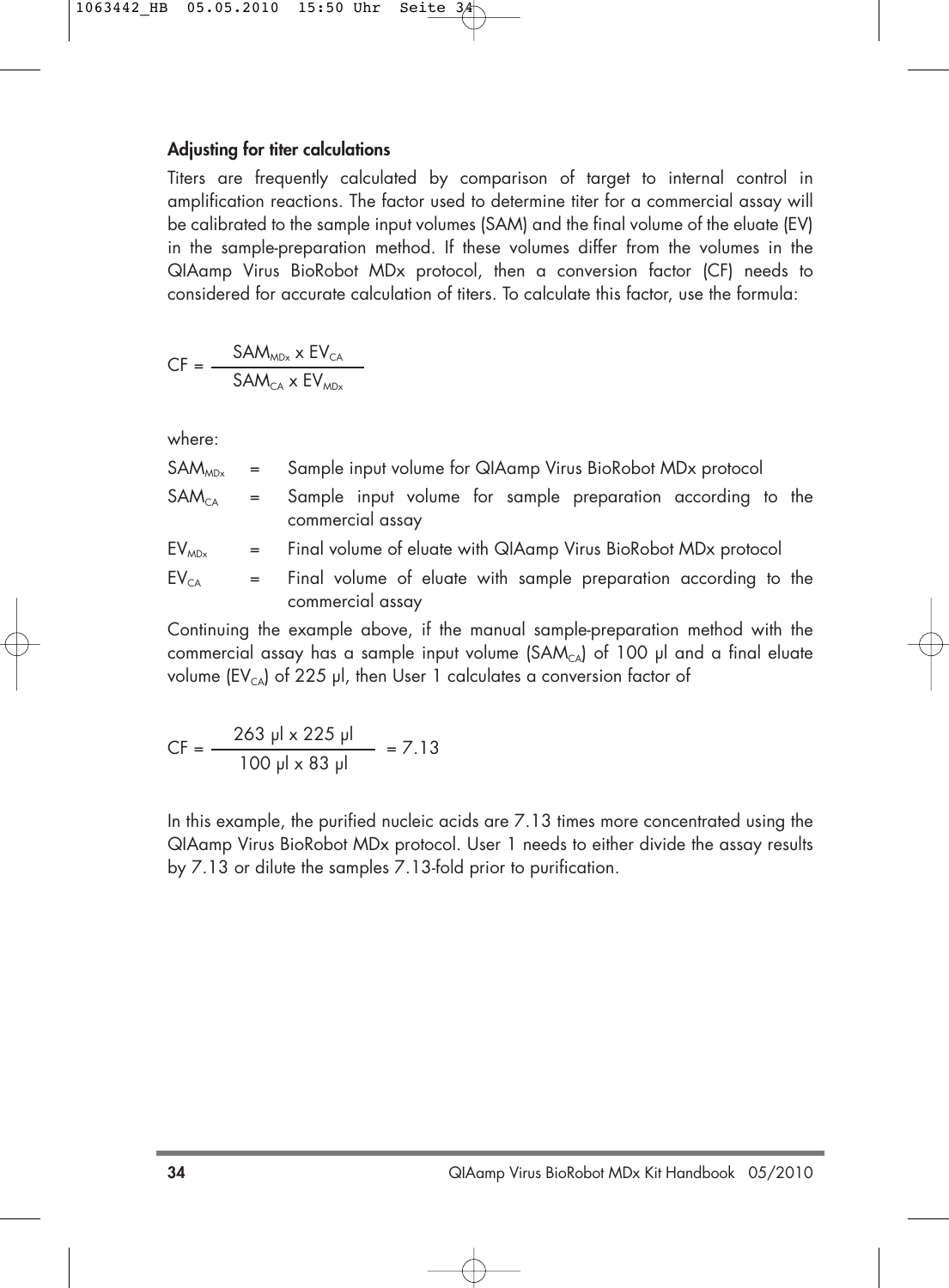### Adjusting for titer calculations

Titers are frequently calculated by comparison of target to internal control in amplification reactions. The factor used to determine titer for a commercial assay will be calibrated to the sample input volumes (SAM) and the final volume of the eluate (EV) in the sample-preparation method. If these volumes differ from the volumes in the QIAamp Virus BioRobot MDx protocol, then a conversion factor (CF) needs to considered for accurate calculation of titers. To calculate this factor, use the formula:

$$CF = \frac{SAM_{MDx} \times EV_{CA}}{SAM_{CA} \times EV_{MDx}}$$

where:

- $SAM_{MDx}$ = Sample input volume for QIAamp Virus BioRobot MDx protocol
- $SAM_{CA}$ = Sample input volume for sample preparation according to the commercial assay
- $EV_{MDx}$ = Final volume of eluate with QIAamp Virus BioRobot MDx protocol
- $EV_{CA}$ = Final volume of eluate with sample preparation according to the commercial assay

Continuing the example above, if the manual sample-preparation method with the commercial assay has a sample input volume ($SAM_{CA}$) of 100 µl and a final eluate volume ($EV_{CA}$) of 225 µl, then User 1 calculates a conversion factor of

$$CF = \frac{263\ \mu l \times 225\ \mu l}{100\ \mu l \times 83\ \mu l} = 7.13$$

In this example, the purified nucleic acids are 7.13 times more concentrated using the QIAamp Virus BioRobot MDx protocol. User 1 needs to either divide the assay results by 7.13 or dilute the samples 7.13-fold prior to purification.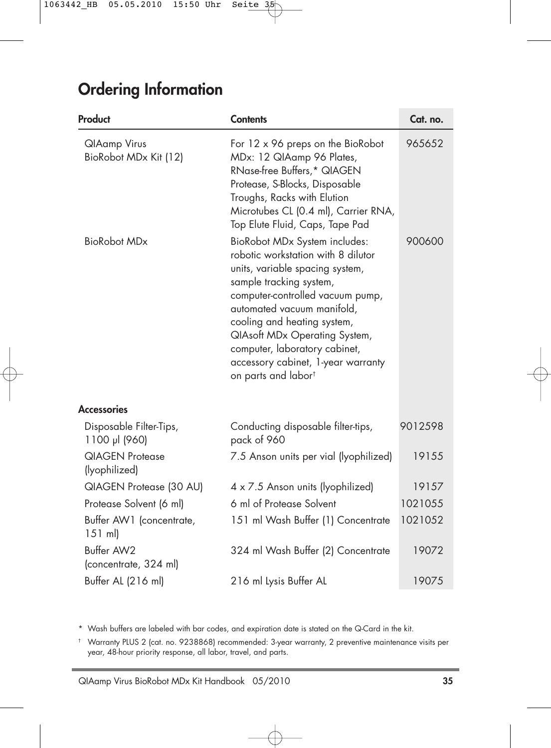# Ordering Information

| Product | Contents | Cat. no. |
|---|---|---|
| QIAamp Virus BioRobot MDx Kit (12) | For 12 x 96 preps on the BioRobot MDx: 12 QIAamp 96 Plates, RNase-free Buffers,* QIAGEN Protease, S-Blocks, Disposable Troughs, Racks with Elution Microtubes CL (0.4 ml), Carrier RNA, Top Elute Fluid, Caps, Tape Pad | 965652 |
| BioRobot MDx | BioRobot MDx System includes: robotic workstation with 8 dilutor units, variable spacing system, sample tracking system, computer-controlled vacuum pump, automated vacuum manifold, cooling and heating system, QIAsoft MDx Operating System, computer, laboratory cabinet, accessory cabinet, 1-year warranty on parts and labor† | 900600 |
| **Accessories** | | |
| Disposable Filter-Tips, 1100 µl (960) | Conducting disposable filter-tips, pack of 960 | 9012598 |
| QIAGEN Protease (lyophilized) | 7.5 Anson units per vial (lyophilized) | 19155 |
| QIAGEN Protease (30 AU) | 4 x 7.5 Anson units (lyophilized) | 19157 |
| Protease Solvent (6 ml) | 6 ml of Protease Solvent | 1021055 |
| Buffer AW1 (concentrate, 151 ml) | 151 ml Wash Buffer (1) Concentrate | 1021052 |
| Buffer AW2 (concentrate, 324 ml) | 324 ml Wash Buffer (2) Concentrate | 19072 |
| Buffer AL (216 ml) | 216 ml Lysis Buffer AL | 19075 |

\* Wash buffers are labeled with bar codes, and expiration date is stated on the Q-Card in the kit.

† Warranty PLUS 2 (cat. no. 9238868) recommended: 3-year warranty, 2 preventive maintenance visits per year, 48-hour priority response, all labor, travel, and parts.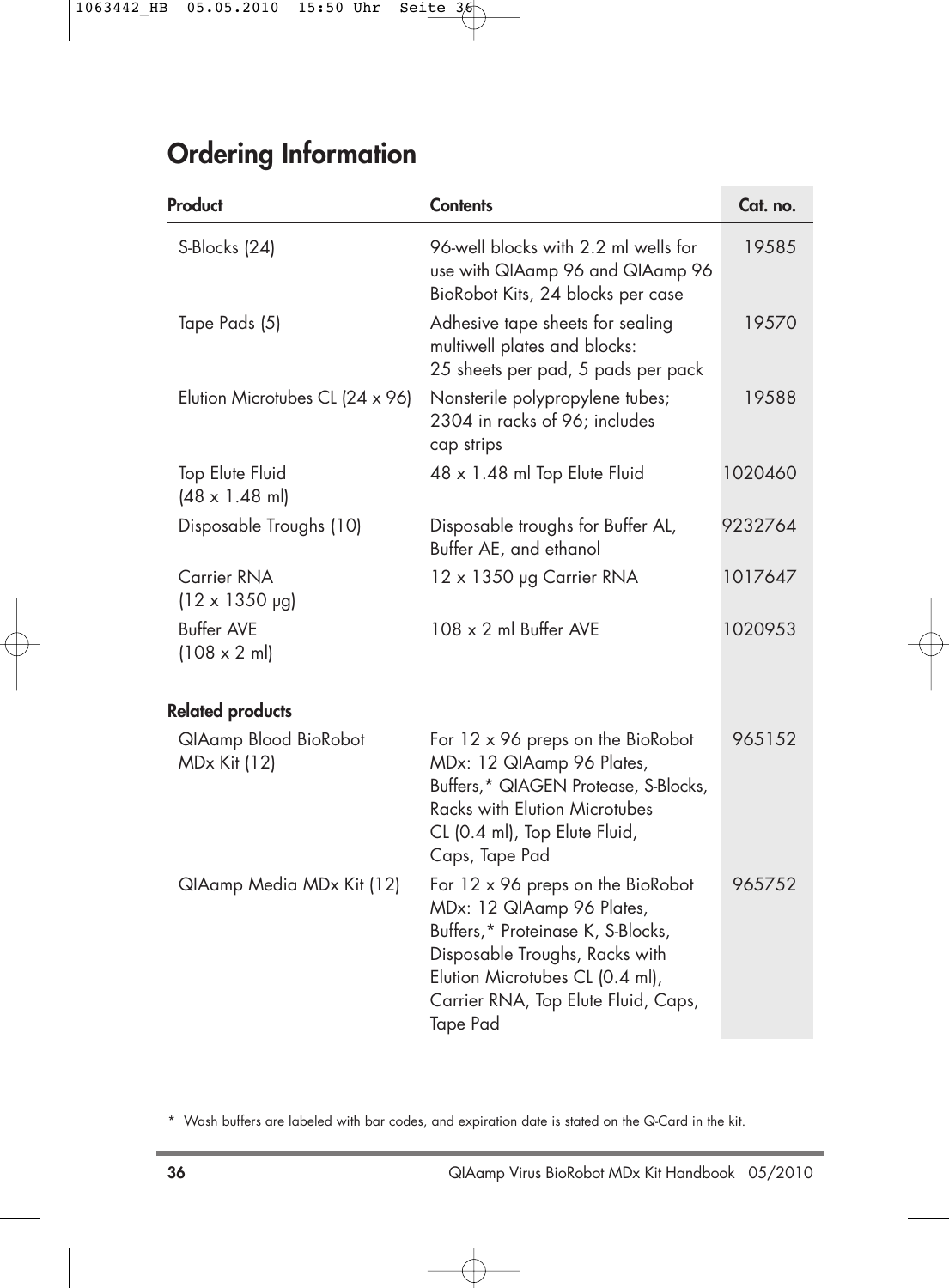# Ordering Information

| Product | Contents | Cat. no. |
|---|---|---|
| S-Blocks (24) | 96-well blocks with 2.2 ml wells for use with QIAamp 96 and QIAamp 96 BioRobot Kits, 24 blocks per case | 19585 |
| Tape Pads (5) | Adhesive tape sheets for sealing multiwell plates and blocks: 25 sheets per pad, 5 pads per pack | 19570 |
| Elution Microtubes CL (24 x 96) | Nonsterile polypropylene tubes; 2304 in racks of 96; includes cap strips | 19588 |
| Top Elute Fluid (48 x 1.48 ml) | 48 x 1.48 ml Top Elute Fluid | 1020460 |
| Disposable Troughs (10) | Disposable troughs for Buffer AL, Buffer AE, and ethanol | 9232764 |
| Carrier RNA (12 x 1350 μg) | 12 x 1350 μg Carrier RNA | 1017647 |
| Buffer AVE (108 x 2 ml) | 108 x 2 ml Buffer AVE | 1020953 |
| **Related products** | | |
| QIAamp Blood BioRobot MDx Kit (12) | For 12 x 96 preps on the BioRobot MDx: 12 QIAamp 96 Plates, Buffers,* QIAGEN Protease, S-Blocks, Racks with Elution Microtubes CL (0.4 ml), Top Elute Fluid, Caps, Tape Pad | 965152 |
| QIAamp Media MDx Kit (12) | For 12 x 96 preps on the BioRobot MDx: 12 QIAamp 96 Plates, Buffers,* Proteinase K, S-Blocks, Disposable Troughs, Racks with Elution Microtubes CL (0.4 ml), Carrier RNA, Top Elute Fluid, Caps, Tape Pad | 965752 |

* Wash buffers are labeled with bar codes, and expiration date is stated on the Q-Card in the kit.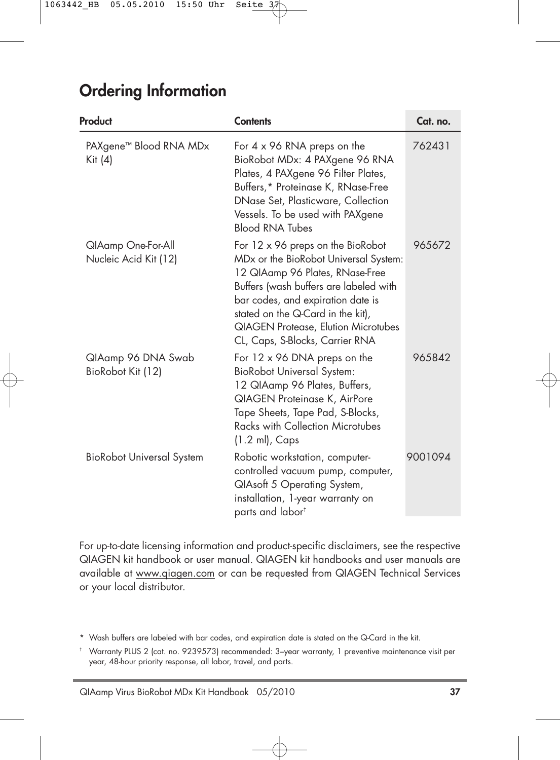## Ordering Information

| Product | Contents | Cat. no. |
|---|---|---|
| PAXgene™ Blood RNA MDx Kit (4) | For 4 x 96 RNA preps on the BioRobot MDx: 4 PAXgene 96 RNA Plates, 4 PAXgene 96 Filter Plates, Buffers,* Proteinase K, RNase-Free DNase Set, Plasticware, Collection Vessels. To be used with PAXgene Blood RNA Tubes | 762431 |
| QIAamp One-For-All Nucleic Acid Kit (12) | For 12 x 96 preps on the BioRobot MDx or the BioRobot Universal System: 12 QIAamp 96 Plates, RNase-Free Buffers (wash buffers are labeled with bar codes, and expiration date is stated on the Q-Card in the kit), QIAGEN Protease, Elution Microtubes CL, Caps, S-Blocks, Carrier RNA | 965672 |
| QIAamp 96 DNA Swab BioRobot Kit (12) | For 12 x 96 DNA preps on the BioRobot Universal System: 12 QIAamp 96 Plates, Buffers, QIAGEN Proteinase K, AirPore Tape Sheets, Tape Pad, S-Blocks, Racks with Collection Microtubes (1.2 ml), Caps | 965842 |
| BioRobot Universal System | Robotic workstation, computer-controlled vacuum pump, computer, QIAsoft 5 Operating System, installation, 1-year warranty on parts and labor† | 9001094 |

For up-to-date licensing information and product-specific disclaimers, see the respective QIAGEN kit handbook or user manual. QIAGEN kit handbooks and user manuals are available at www.qiagen.com or can be requested from QIAGEN Technical Services or your local distributor.

* Wash buffers are labeled with bar codes, and expiration date is stated on the Q-Card in the kit.

† Warranty PLUS 2 (cat. no. 9239573) recommended: 3–year warranty, 1 preventive maintenance visit per year, 48-hour priority response, all labor, travel, and parts.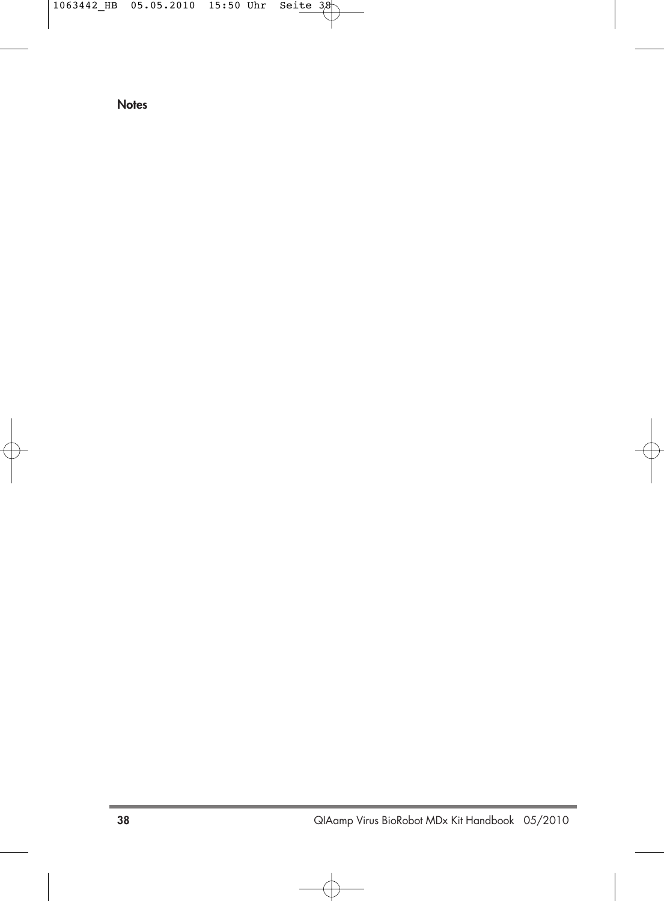**Notes**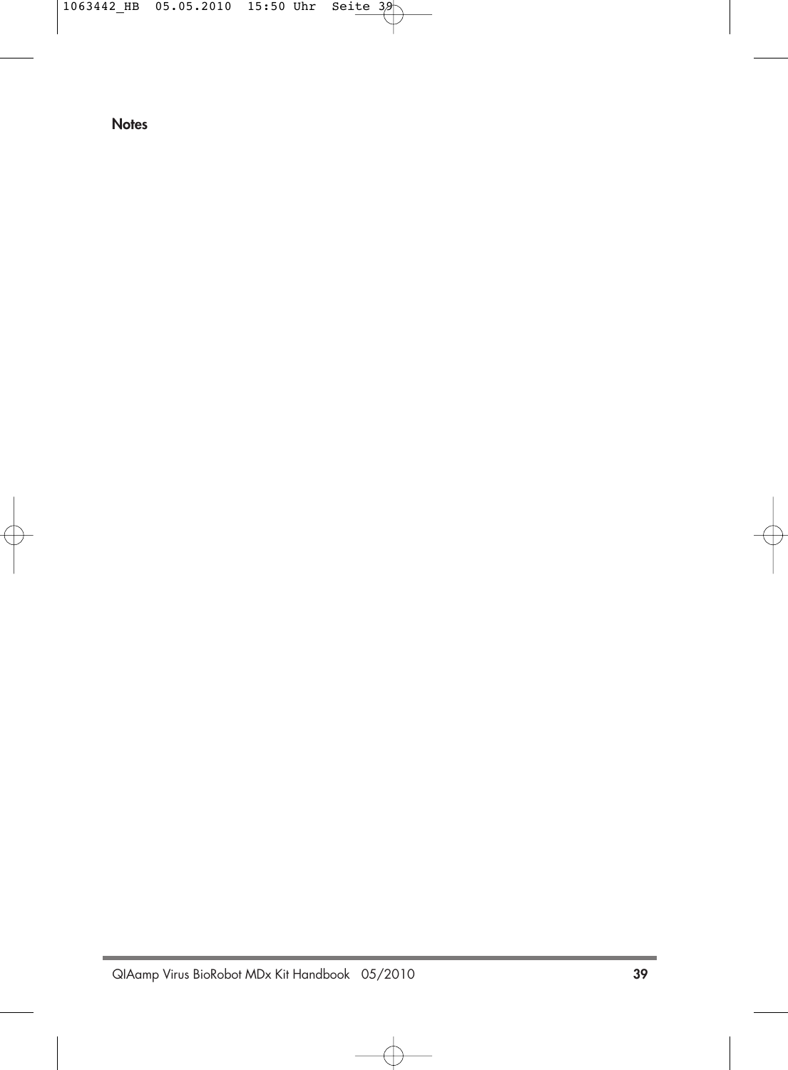**Notes**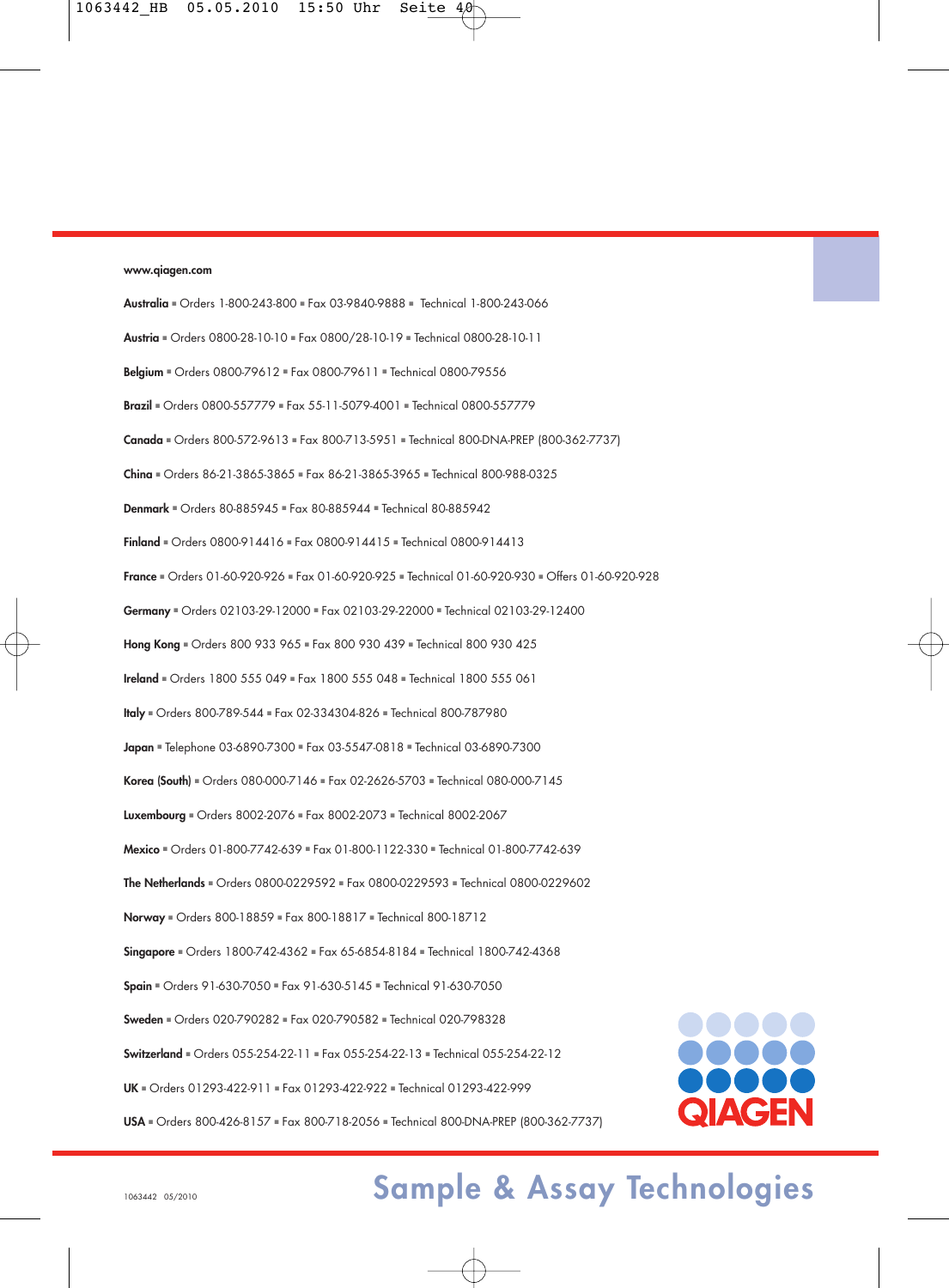www.qiagen.com

**Australia** ▪ Orders 1-800-243-800 ▪ Fax 03-9840-9888 ▪ Technical 1-800-243-066

**Austria** ▪ Orders 0800-28-10-10 ▪ Fax 0800/28-10-19 ▪ Technical 0800-28-10-11

**Belgium** ▪ Orders 0800-79612 ▪ Fax 0800-79611 ▪ Technical 0800-79556

**Brazil** ▪ Orders 0800-557779 ▪ Fax 55-11-5079-4001 ▪ Technical 0800-557779

**Canada** ▪ Orders 800-572-9613 ▪ Fax 800-713-5951 ▪ Technical 800-DNA-PREP (800-362-7737)

**China** ▪ Orders 86-21-3865-3865 ▪ Fax 86-21-3865-3965 ▪ Technical 800-988-0325

**Denmark** ▪ Orders 80-885945 ▪ Fax 80-885944 ▪ Technical 80-885942

**Finland** ▪ Orders 0800-914416 ▪ Fax 0800-914415 ▪ Technical 0800-914413

**France** ▪ Orders 01-60-920-926 ▪ Fax 01-60-920-925 ▪ Technical 01-60-920-930 ▪ Offers 01-60-920-928

**Germany** ▪ Orders 02103-29-12000 ▪ Fax 02103-29-22000 ▪ Technical 02103-29-12400

**Hong Kong** ▪ Orders 800 933 965 ▪ Fax 800 930 439 ▪ Technical 800 930 425

**Ireland** ▪ Orders 1800 555 049 ▪ Fax 1800 555 048 ▪ Technical 1800 555 061

**Italy** ▪ Orders 800-789-544 ▪ Fax 02-334304-826 ▪ Technical 800-787980

**Japan** ▪ Telephone 03-6890-7300 ▪ Fax 03-5547-0818 ▪ Technical 03-6890-7300

**Korea (South)** ▪ Orders 080-000-7146 ▪ Fax 02-2626-5703 ▪ Technical 080-000-7145

**Luxembourg** ▪ Orders 8002-2076 ▪ Fax 8002-2073 ▪ Technical 8002-2067

**Mexico** ▪ Orders 01-800-7742-639 ▪ Fax 01-800-1122-330 ▪ Technical 01-800-7742-639

**The Netherlands** ▪ Orders 0800-0229592 ▪ Fax 0800-0229593 ▪ Technical 0800-0229602

**Norway** ▪ Orders 800-18859 ▪ Fax 800-18817 ▪ Technical 800-18712

**Singapore** ▪ Orders 1800-742-4362 ▪ Fax 65-6854-8184 ▪ Technical 1800-742-4368

**Spain** ▪ Orders 91-630-7050 ▪ Fax 91-630-5145 ▪ Technical 91-630-7050

**Sweden** ▪ Orders 020-790282 ▪ Fax 020-790582 ▪ Technical 020-798328

**Switzerland** ▪ Orders 055-254-22-11 ▪ Fax 055-254-22-13 ▪ Technical 055-254-22-12

**UK** ▪ Orders 01293-422-911 ▪ Fax 01293-422-922 ▪ Technical 01293-422-999

**USA** ▪ Orders 800-426-8157 ▪ Fax 800-718-2056 ▪ Technical 800-DNA-PREP (800-362-7737)

QIAGEN

1063442 05/2010

Sample & Assay Technologies